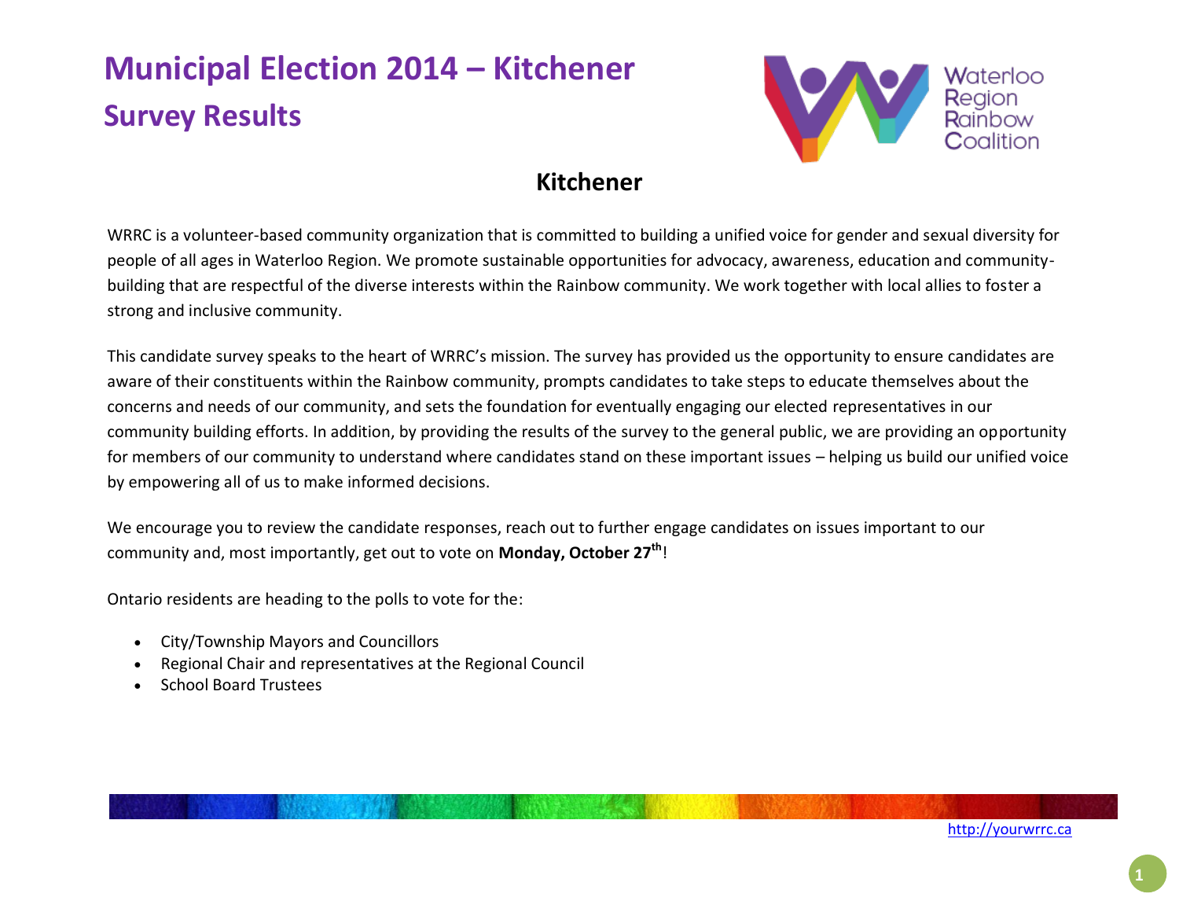# Municipal Election 2014 – Kitchener

## Survey Results

Waterloo Region Rainbow Coalition

### Kitchener

WRRC is a volunteer-based community organization that is committed to building a unified voice for gender and sexual diversity for people of all ages in Waterloo Region. We promote sustainable opportunities for advocacy, awareness, education and community-building that are respectful of the diverse interests within the Rainbow community. We work together with local allies to foster a strong and inclusive community.

This candidate survey speaks to the heart of WRRC's mission. The survey has provided us the opportunity to ensure candidates are aware of their constituents within the Rainbow community, prompts candidates to take steps to educate themselves about the concerns and needs of our community, and sets the foundation for eventually engaging our elected representatives in our community building efforts. In addition, by providing the results of the survey to the general public, we are providing an opportunity for members of our community to understand where candidates stand on these important issues – helping us build our unified voice by empowering all of us to make informed decisions.

We encourage you to review the candidate responses, reach out to further engage candidates on issues important to our community and, most importantly, get out to vote on **Monday, October 27th**!

Ontario residents are heading to the polls to vote for the:

- City/Township Mayors and Councillors
- Regional Chair and representatives at the Regional Council
- School Board Trustees

http://yourwrrc.ca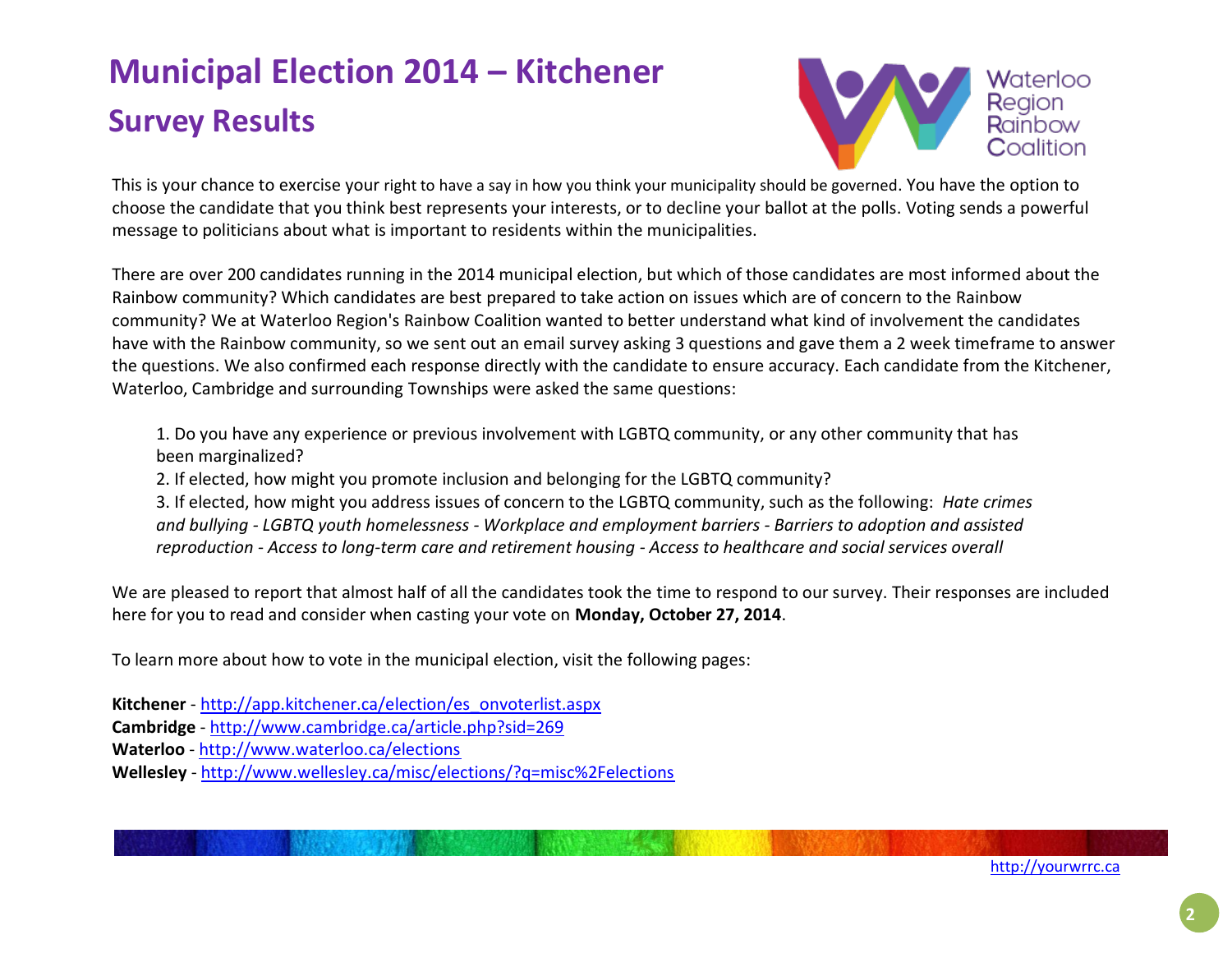# Municipal Election 2014 – Kitchener

## Survey Results

This is your chance to exercise your right to have a say in how you think your municipality should be governed. You have the option to choose the candidate that you think best represents your interests, or to decline your ballot at the polls. Voting sends a powerful message to politicians about what is important to residents within the municipalities.

There are over 200 candidates running in the 2014 municipal election, but which of those candidates are most informed about the Rainbow community? Which candidates are best prepared to take action on issues which are of concern to the Rainbow community? We at Waterloo Region's Rainbow Coalition wanted to better understand what kind of involvement the candidates have with the Rainbow community, so we sent out an email survey asking 3 questions and gave them a 2 week timeframe to answer the questions. We also confirmed each response directly with the candidate to ensure accuracy. Each candidate from the Kitchener, Waterloo, Cambridge and surrounding Townships were asked the same questions:

> 1. Do you have any experience or previous involvement with LGBTQ community, or any other community that has been marginalized?
> 2. If elected, how might you promote inclusion and belonging for the LGBTQ community?
> 3. If elected, how might you address issues of concern to the LGBTQ community, such as the following: *Hate crimes and bullying - LGBTQ youth homelessness - Workplace and employment barriers - Barriers to adoption and assisted reproduction - Access to long-term care and retirement housing - Access to healthcare and social services overall*

We are pleased to report that almost half of all the candidates took the time to respond to our survey. Their responses are included here for you to read and consider when casting your vote on **Monday, October 27, 2014**.

To learn more about how to vote in the municipal election, visit the following pages:

**Kitchener** - http://app.kitchener.ca/election/es_onvoterlist.aspx
**Cambridge** - http://www.cambridge.ca/article.php?sid=269
**Waterloo** - http://www.waterloo.ca/elections
**Wellesley** - http://www.wellesley.ca/misc/elections/?q=misc%2Felections

http://yourwrrc.ca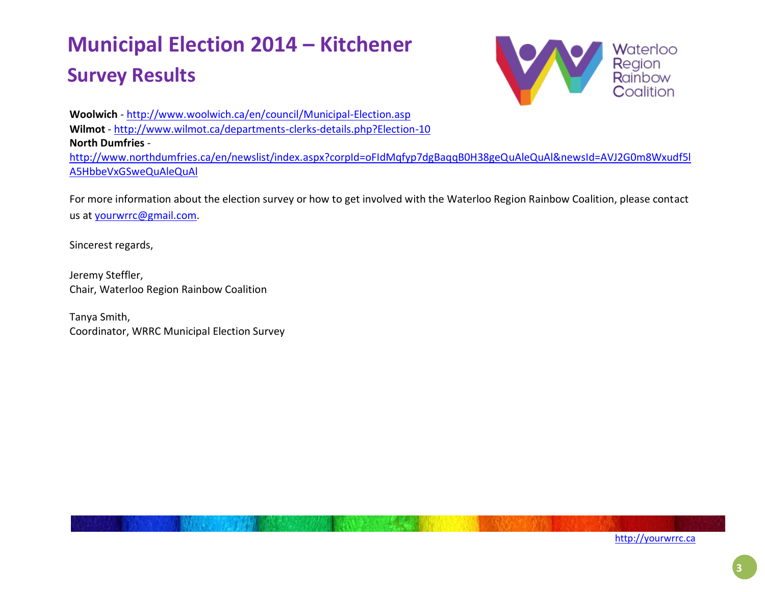# Municipal Election 2014 – Kitchener
## Survey Results

**Woolwich** - http://www.woolwich.ca/en/council/Municipal-Election.asp
**Wilmot** - http://www.wilmot.ca/departments-clerks-details.php?Election-10
**North Dumfries** - http://www.northdumfries.ca/en/newslist/index.aspx?corpId=oFIdMqfyp7dgBaqqB0H38geQuAleQuAl&newsId=AVJ2G0m8Wxudf5lA5HbbeVxGSweQuAleQuAl

For more information about the election survey or how to get involved with the Waterloo Region Rainbow Coalition, please contact us at yourwrrc@gmail.com.

Sincerest regards,

Jeremy Steffler,
Chair, Waterloo Region Rainbow Coalition

Tanya Smith,
Coordinator, WRRC Municipal Election Survey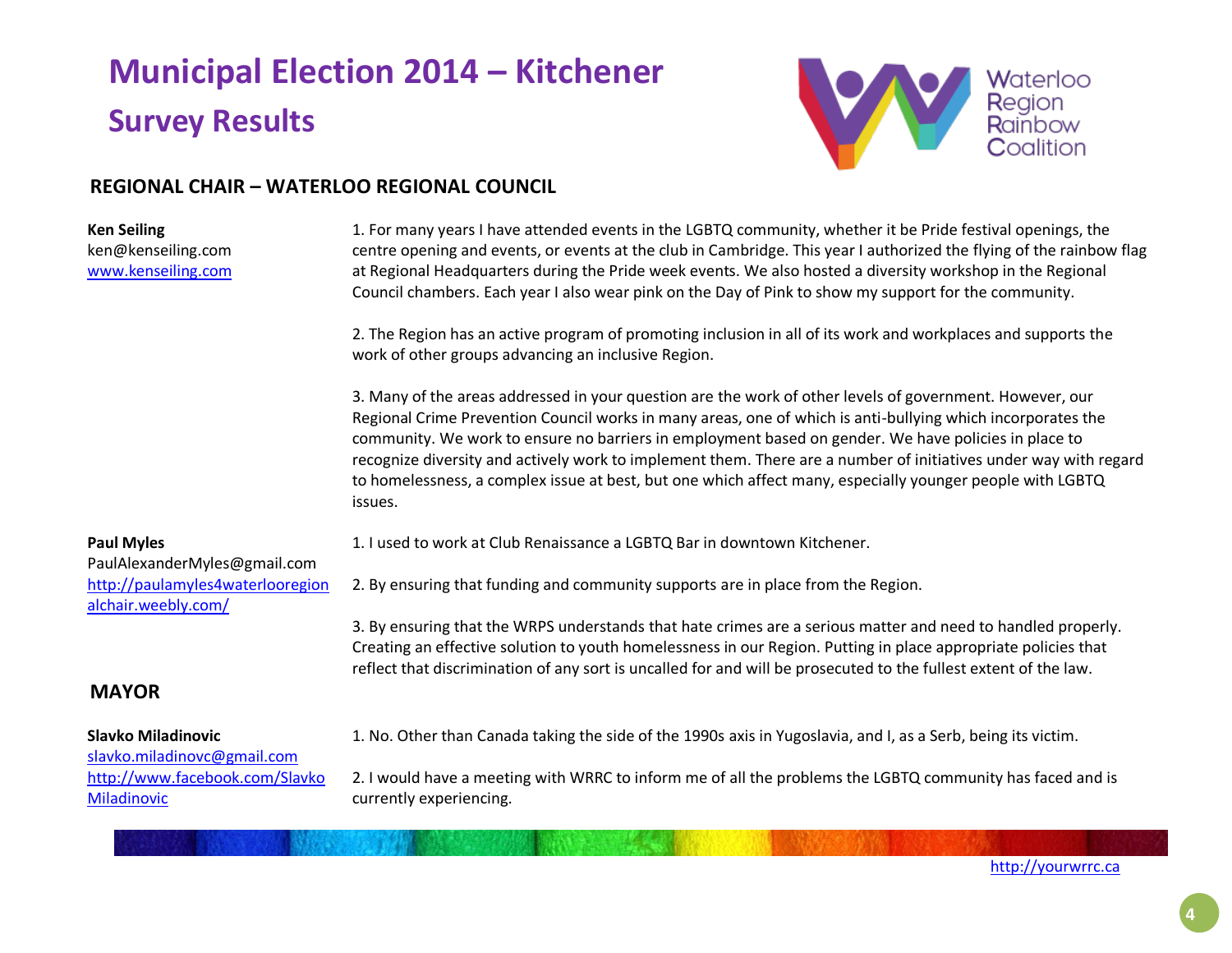# Municipal Election 2014 – Kitchener

## Survey Results

### REGIONAL CHAIR – WATERLOO REGIONAL COUNCIL

**Ken Seiling**
ken@kenseiling.com
www.kenseiling.com

1. For many years I have attended events in the LGBTQ community, whether it be Pride festival openings, the centre opening and events, or events at the club in Cambridge. This year I authorized the flying of the rainbow flag at Regional Headquarters during the Pride week events. We also hosted a diversity workshop in the Regional Council chambers. Each year I also wear pink on the Day of Pink to show my support for the community.

2. The Region has an active program of promoting inclusion in all of its work and workplaces and supports the work of other groups advancing an inclusive Region.

3. Many of the areas addressed in your question are the work of other levels of government. However, our Regional Crime Prevention Council works in many areas, one of which is anti-bullying which incorporates the community. We work to ensure no barriers in employment based on gender. We have policies in place to recognize diversity and actively work to implement them. There are a number of initiatives under way with regard to homelessness, a complex issue at best, but one which affect many, especially younger people with LGBTQ issues.

**Paul Myles**
PaulAlexanderMyles@gmail.com
http://paulamyles4waterlooregionalchair.weebly.com/

1. I used to work at Club Renaissance a LGBTQ Bar in downtown Kitchener.

2. By ensuring that funding and community supports are in place from the Region.

3. By ensuring that the WRPS understands that hate crimes are a serious matter and need to handled properly. Creating an effective solution to youth homelessness in our Region. Putting in place appropriate policies that reflect that discrimination of any sort is uncalled for and will be prosecuted to the fullest extent of the law.

### MAYOR

**Slavko Miladinovic**
slavko.miladinovc@gmail.com
http://www.facebook.com/SlavkoMiladinovic

1. No. Other than Canada taking the side of the 1990s axis in Yugoslavia, and I, as a Serb, being its victim.

2. I would have a meeting with WRRC to inform me of all the problems the LGBTQ community has faced and is currently experiencing.

http://yourwrrc.ca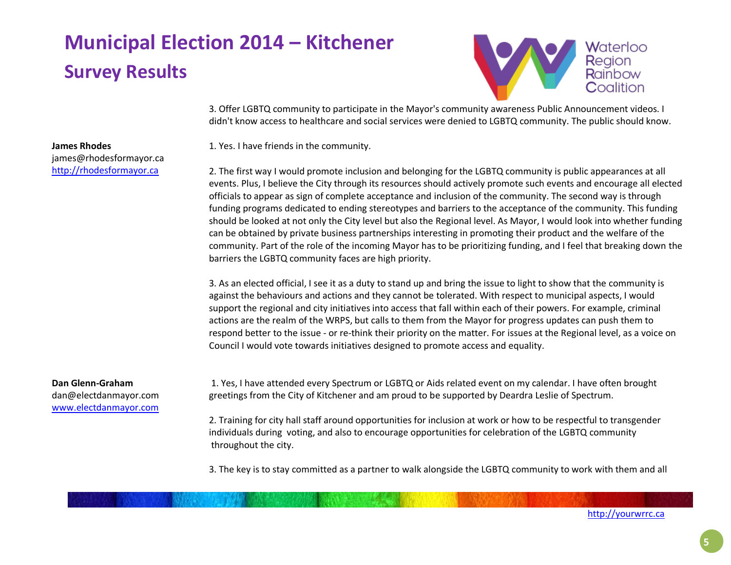3. Offer LGBTQ community to participate in the Mayor's community awareness Public Announcement videos. I didn't know access to healthcare and social services were denied to LGBTQ community. The public should know.

**James Rhodes**
james@rhodesformayor.ca
http://rhodesformayor.ca

1. Yes. I have friends in the community.

2. The first way I would promote inclusion and belonging for the LGBTQ community is public appearances at all events. Plus, I believe the City through its resources should actively promote such events and encourage all elected officials to appear as sign of complete acceptance and inclusion of the community. The second way is through funding programs dedicated to ending stereotypes and barriers to the acceptance of the community. This funding should be looked at not only the City level but also the Regional level. As Mayor, I would look into whether funding can be obtained by private business partnerships interesting in promoting their product and the welfare of the community. Part of the role of the incoming Mayor has to be prioritizing funding, and I feel that breaking down the barriers the LGBTQ community faces are high priority.

3. As an elected official, I see it as a duty to stand up and bring the issue to light to show that the community is against the behaviours and actions and they cannot be tolerated. With respect to municipal aspects, I would support the regional and city initiatives into access that fall within each of their powers. For example, criminal actions are the realm of the WRPS, but calls to them from the Mayor for progress updates can push them to respond better to the issue - or re-think their priority on the matter. For issues at the Regional level, as a voice on Council I would vote towards initiatives designed to promote access and equality.

**Dan Glenn-Graham**
dan@electdanmayor.com
www.electdanmayor.com

1. Yes, I have attended every Spectrum or LGBTQ or Aids related event on my calendar. I have often brought greetings from the City of Kitchener and am proud to be supported by Deardra Leslie of Spectrum.

2. Training for city hall staff around opportunities for inclusion at work or how to be respectful to transgender individuals during voting, and also to encourage opportunities for celebration of the LGBTQ community throughout the city.

3. The key is to stay committed as a partner to walk alongside the LGBTQ community to work with them and all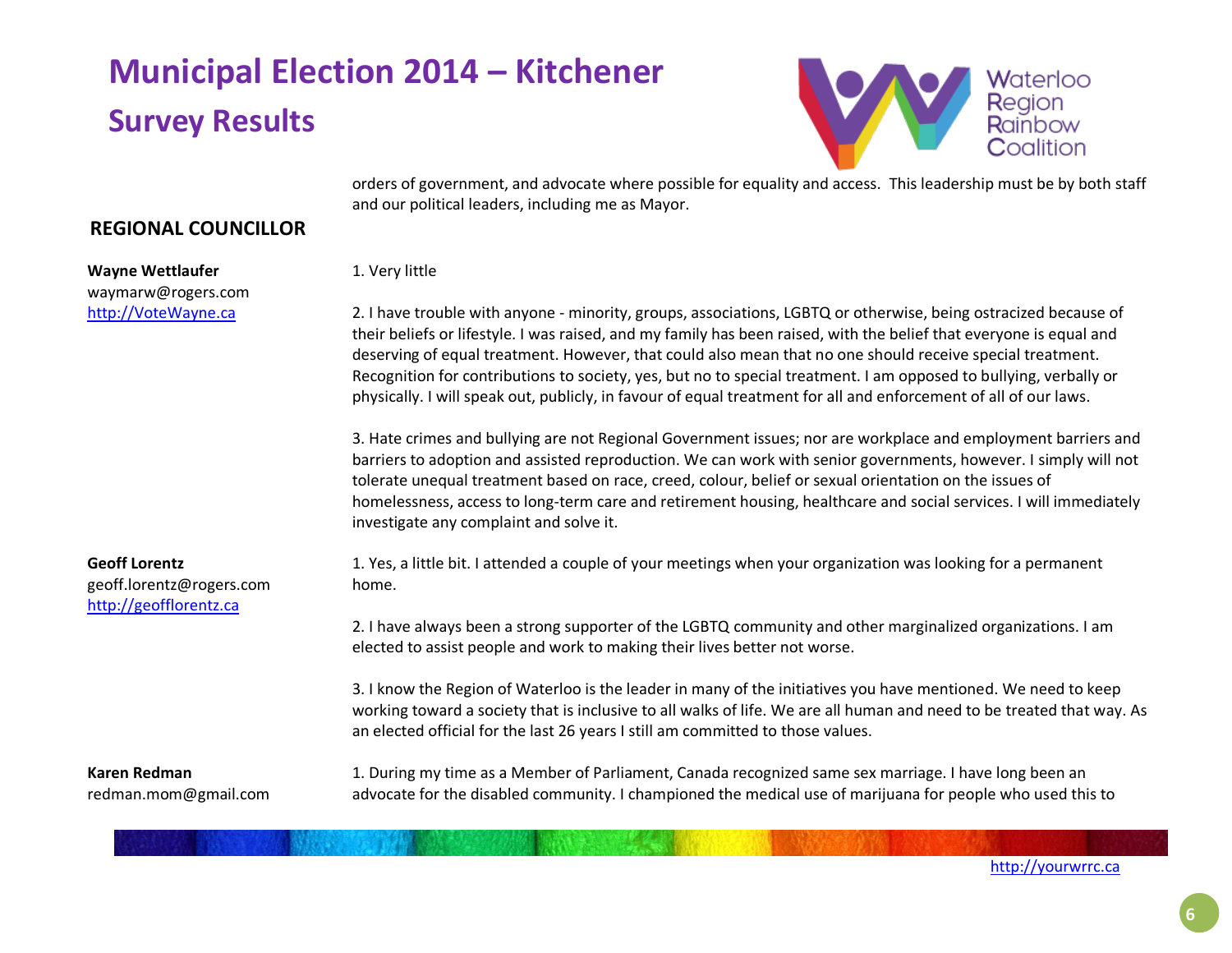orders of government, and advocate where possible for equality and access. This leadership must be by both staff and our political leaders, including me as Mayor.

## REGIONAL COUNCILLOR

**Wayne Wettlaufer**
waymarw@rogers.com
http://VoteWayne.ca

1. Very little

2. I have trouble with anyone - minority, groups, associations, LGBTQ or otherwise, being ostracized because of their beliefs or lifestyle. I was raised, and my family has been raised, with the belief that everyone is equal and deserving of equal treatment. However, that could also mean that no one should receive special treatment. Recognition for contributions to society, yes, but no to special treatment. I am opposed to bullying, verbally or physically. I will speak out, publicly, in favour of equal treatment for all and enforcement of all of our laws.

3. Hate crimes and bullying are not Regional Government issues; nor are workplace and employment barriers and barriers to adoption and assisted reproduction. We can work with senior governments, however. I simply will not tolerate unequal treatment based on race, creed, colour, belief or sexual orientation on the issues of homelessness, access to long-term care and retirement housing, healthcare and social services. I will immediately investigate any complaint and solve it.

**Geoff Lorentz**
geoff.lorentz@rogers.com
http://geofflorentz.ca

1. Yes, a little bit. I attended a couple of your meetings when your organization was looking for a permanent home.

2. I have always been a strong supporter of the LGBTQ community and other marginalized organizations. I am elected to assist people and work to making their lives better not worse.

3. I know the Region of Waterloo is the leader in many of the initiatives you have mentioned. We need to keep working toward a society that is inclusive to all walks of life. We are all human and need to be treated that way. As an elected official for the last 26 years I still am committed to those values.

**Karen Redman**
redman.mom@gmail.com

1. During my time as a Member of Parliament, Canada recognized same sex marriage. I have long been an advocate for the disabled community. I championed the medical use of marijuana for people who used this to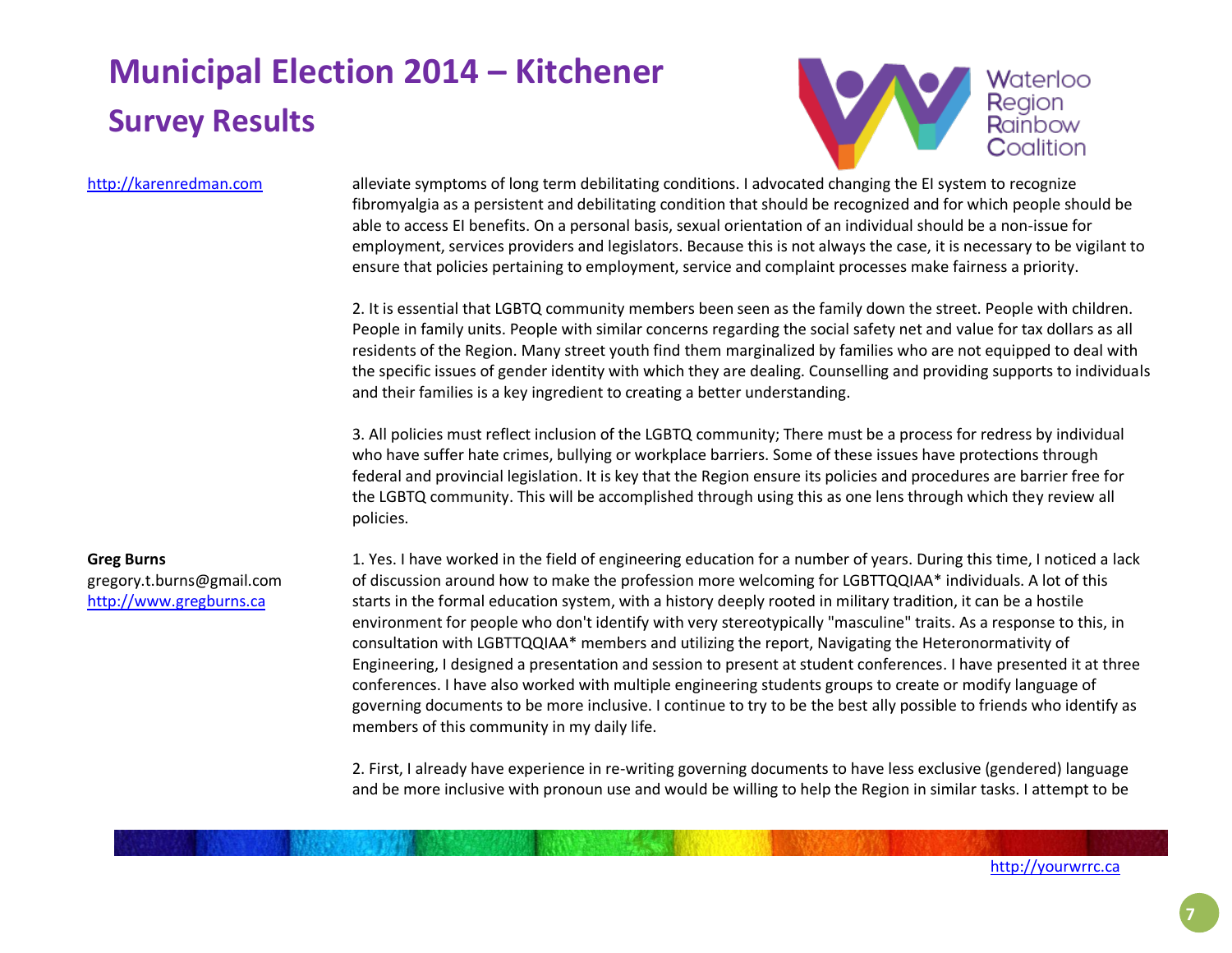http://karenredman.com

alleviate symptoms of long term debilitating conditions. I advocated changing the EI system to recognize fibromyalgia as a persistent and debilitating condition that should be recognized and for which people should be able to access EI benefits. On a personal basis, sexual orientation of an individual should be a non-issue for employment, services providers and legislators. Because this is not always the case, it is necessary to be vigilant to ensure that policies pertaining to employment, service and complaint processes make fairness a priority.

2. It is essential that LGBTQ community members been seen as the family down the street. People with children. People in family units. People with similar concerns regarding the social safety net and value for tax dollars as all residents of the Region. Many street youth find them marginalized by families who are not equipped to deal with the specific issues of gender identity with which they are dealing. Counselling and providing supports to individuals and their families is a key ingredient to creating a better understanding.

3. All policies must reflect inclusion of the LGBTQ community; There must be a process for redress by individual who have suffer hate crimes, bullying or workplace barriers. Some of these issues have protections through federal and provincial legislation. It is key that the Region ensure its policies and procedures are barrier free for the LGBTQ community. This will be accomplished through using this as one lens through which they review all policies.

**Greg Burns**
gregory.t.burns@gmail.com
http://www.gregburns.ca

1. Yes. I have worked in the field of engineering education for a number of years. During this time, I noticed a lack of discussion around how to make the profession more welcoming for LGBTTQQIAA* individuals. A lot of this starts in the formal education system, with a history deeply rooted in military tradition, it can be a hostile environment for people who don't identify with very stereotypically "masculine" traits. As a response to this, in consultation with LGBTTQQIAA* members and utilizing the report, Navigating the Heteronormativity of Engineering, I designed a presentation and session to present at student conferences. I have presented it at three conferences. I have also worked with multiple engineering students groups to create or modify language of governing documents to be more inclusive. I continue to try to be the best ally possible to friends who identify as members of this community in my daily life.

2. First, I already have experience in re-writing governing documents to have less exclusive (gendered) language and be more inclusive with pronoun use and would be willing to help the Region in similar tasks. I attempt to be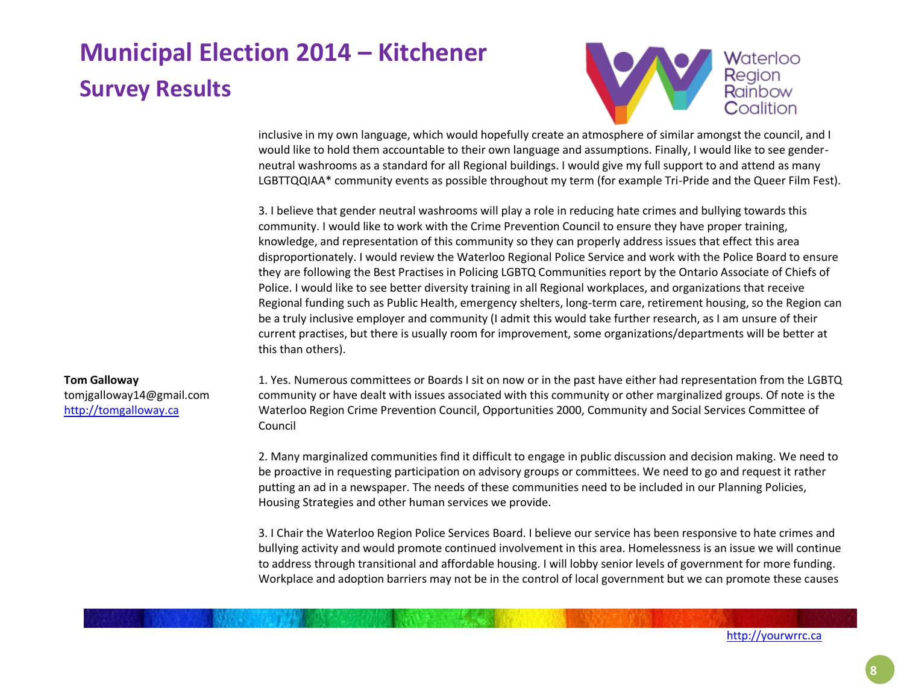inclusive in my own language, which would hopefully create an atmosphere of similar amongst the council, and I would like to hold them accountable to their own language and assumptions. Finally, I would like to see gender-neutral washrooms as a standard for all Regional buildings. I would give my full support to and attend as many LGBTTQQIAA* community events as possible throughout my term (for example Tri-Pride and the Queer Film Fest).

3. I believe that gender neutral washrooms will play a role in reducing hate crimes and bullying towards this community. I would like to work with the Crime Prevention Council to ensure they have proper training, knowledge, and representation of this community so they can properly address issues that effect this area disproportionately. I would review the Waterloo Regional Police Service and work with the Police Board to ensure they are following the Best Practises in Policing LGBTQ Communities report by the Ontario Associate of Chiefs of Police. I would like to see better diversity training in all Regional workplaces, and organizations that receive Regional funding such as Public Health, emergency shelters, long-term care, retirement housing, so the Region can be a truly inclusive employer and community (I admit this would take further research, as I am unsure of their current practises, but there is usually room for improvement, some organizations/departments will be better at this than others).

**Tom Galloway**
tomjgalloway14@gmail.com
http://tomgalloway.ca

1. Yes. Numerous committees or Boards I sit on now or in the past have either had representation from the LGBTQ community or have dealt with issues associated with this community or other marginalized groups. Of note is the Waterloo Region Crime Prevention Council, Opportunities 2000, Community and Social Services Committee of Council

2. Many marginalized communities find it difficult to engage in public discussion and decision making. We need to be proactive in requesting participation on advisory groups or committees. We need to go and request it rather putting an ad in a newspaper. The needs of these communities need to be included in our Planning Policies, Housing Strategies and other human services we provide.

3. I Chair the Waterloo Region Police Services Board. I believe our service has been responsive to hate crimes and bullying activity and would promote continued involvement in this area. Homelessness is an issue we will continue to address through transitional and affordable housing. I will lobby senior levels of government for more funding. Workplace and adoption barriers may not be in the control of local government but we can promote these causes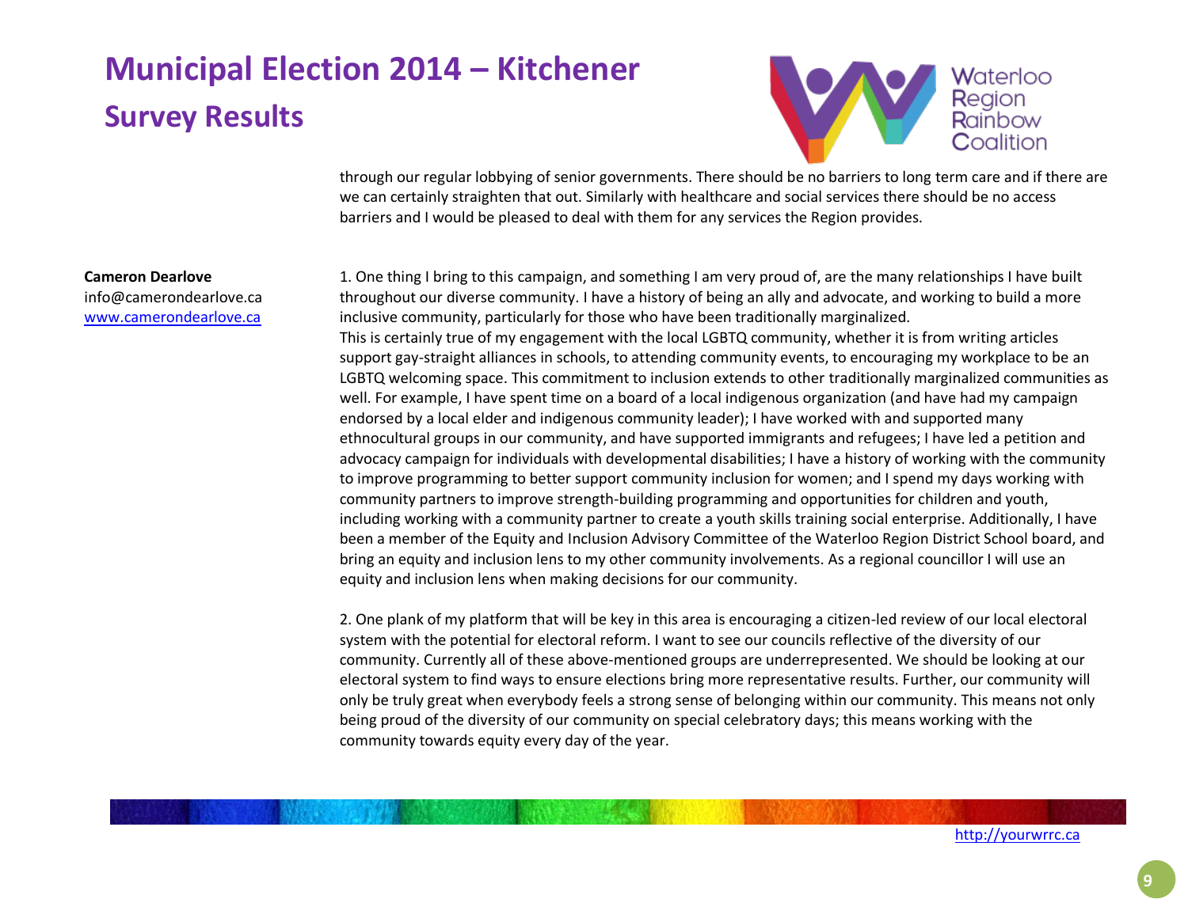through our regular lobbying of senior governments. There should be no barriers to long term care and if there are we can certainly straighten that out. Similarly with healthcare and social services there should be no access barriers and I would be pleased to deal with them for any services the Region provides.

**Cameron Dearlove**
info@camerondearlove.ca
www.camerondearlove.ca

1. One thing I bring to this campaign, and something I am very proud of, are the many relationships I have built throughout our diverse community. I have a history of being an ally and advocate, and working to build a more inclusive community, particularly for those who have been traditionally marginalized.
This is certainly true of my engagement with the local LGBTQ community, whether it is from writing articles support gay-straight alliances in schools, to attending community events, to encouraging my workplace to be an LGBTQ welcoming space. This commitment to inclusion extends to other traditionally marginalized communities as well. For example, I have spent time on a board of a local indigenous organization (and have had my campaign endorsed by a local elder and indigenous community leader); I have worked with and supported many ethnocultural groups in our community, and have supported immigrants and refugees; I have led a petition and advocacy campaign for individuals with developmental disabilities; I have a history of working with the community to improve programming to better support community inclusion for women; and I spend my days working with community partners to improve strength-building programming and opportunities for children and youth, including working with a community partner to create a youth skills training social enterprise. Additionally, I have been a member of the Equity and Inclusion Advisory Committee of the Waterloo Region District School board, and bring an equity and inclusion lens to my other community involvements. As a regional councillor I will use an equity and inclusion lens when making decisions for our community.

2. One plank of my platform that will be key in this area is encouraging a citizen-led review of our local electoral system with the potential for electoral reform. I want to see our councils reflective of the diversity of our community. Currently all of these above-mentioned groups are underrepresented. We should be looking at our electoral system to find ways to ensure elections bring more representative results. Further, our community will only be truly great when everybody feels a strong sense of belonging within our community. This means not only being proud of the diversity of our community on special celebratory days; this means working with the community towards equity every day of the year.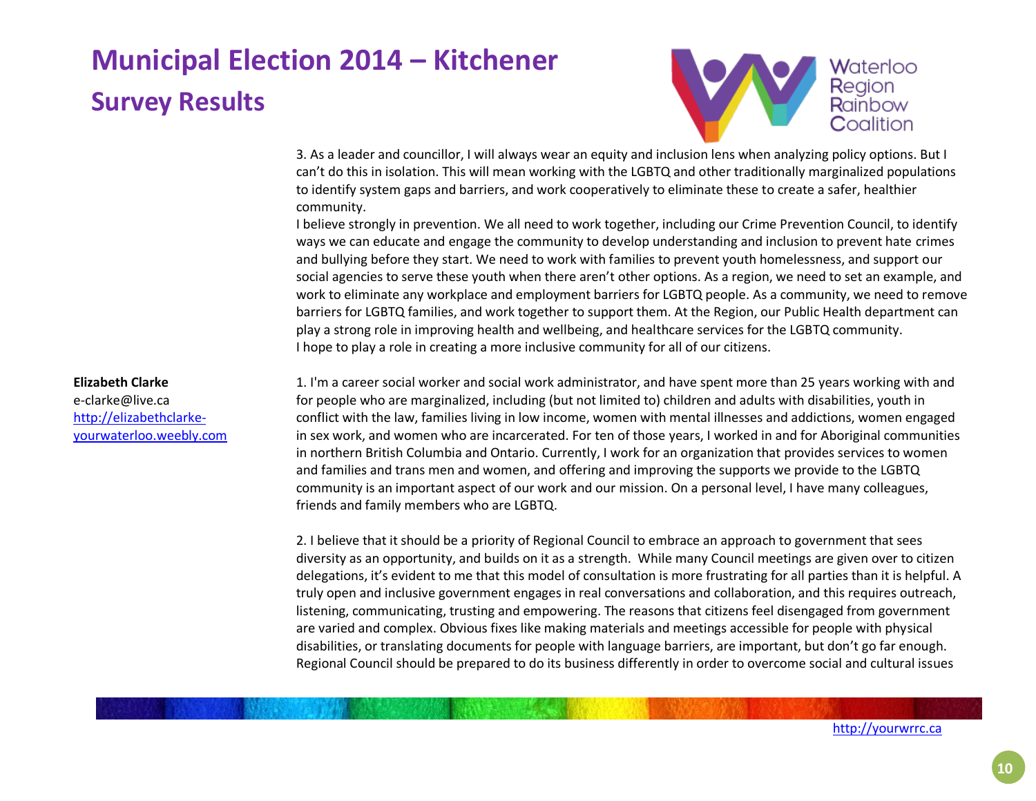3. As a leader and councillor, I will always wear an equity and inclusion lens when analyzing policy options. But I can't do this in isolation. This will mean working with the LGBTQ and other traditionally marginalized populations to identify system gaps and barriers, and work cooperatively to eliminate these to create a safer, healthier community.
I believe strongly in prevention. We all need to work together, including our Crime Prevention Council, to identify ways we can educate and engage the community to develop understanding and inclusion to prevent hate crimes and bullying before they start. We need to work with families to prevent youth homelessness, and support our social agencies to serve these youth when there aren't other options. As a region, we need to set an example, and work to eliminate any workplace and employment barriers for LGBTQ people. As a community, we need to remove barriers for LGBTQ families, and work together to support them. At the Region, our Public Health department can play a strong role in improving health and wellbeing, and healthcare services for the LGBTQ community.
I hope to play a role in creating a more inclusive community for all of our citizens.

**Elizabeth Clarke**
e-clarke@live.ca
http://elizabethclarke-yourwaterloo.weebly.com

1. I'm a career social worker and social work administrator, and have spent more than 25 years working with and for people who are marginalized, including (but not limited to) children and adults with disabilities, youth in conflict with the law, families living in low income, women with mental illnesses and addictions, women engaged in sex work, and women who are incarcerated. For ten of those years, I worked in and for Aboriginal communities in northern British Columbia and Ontario. Currently, I work for an organization that provides services to women and families and trans men and women, and offering and improving the supports we provide to the LGBTQ community is an important aspect of our work and our mission. On a personal level, I have many colleagues, friends and family members who are LGBTQ.

2. I believe that it should be a priority of Regional Council to embrace an approach to government that sees diversity as an opportunity, and builds on it as a strength. While many Council meetings are given over to citizen delegations, it's evident to me that this model of consultation is more frustrating for all parties than it is helpful. A truly open and inclusive government engages in real conversations and collaboration, and this requires outreach, listening, communicating, trusting and empowering. The reasons that citizens feel disengaged from government are varied and complex. Obvious fixes like making materials and meetings accessible for people with physical disabilities, or translating documents for people with language barriers, are important, but don't go far enough. Regional Council should be prepared to do its business differently in order to overcome social and cultural issues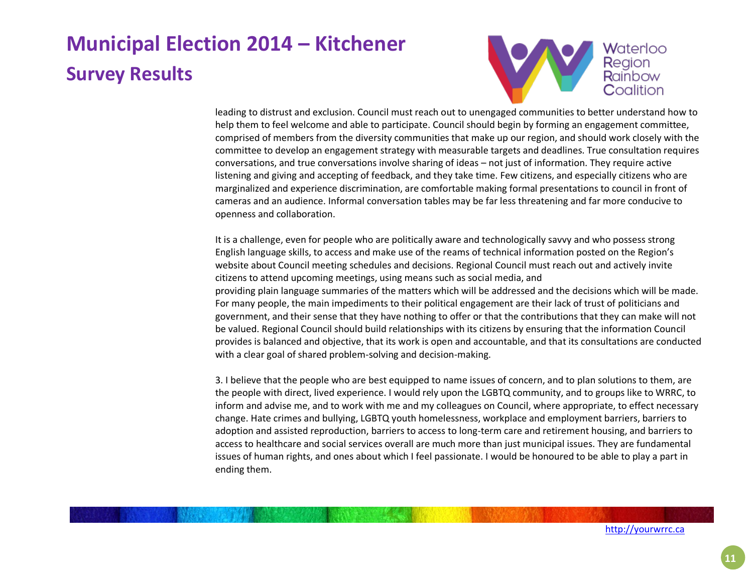leading to distrust and exclusion. Council must reach out to unengaged communities to better understand how to help them to feel welcome and able to participate. Council should begin by forming an engagement committee, comprised of members from the diversity communities that make up our region, and should work closely with the committee to develop an engagement strategy with measurable targets and deadlines. True consultation requires conversations, and true conversations involve sharing of ideas – not just of information. They require active listening and giving and accepting of feedback, and they take time. Few citizens, and especially citizens who are marginalized and experience discrimination, are comfortable making formal presentations to council in front of cameras and an audience. Informal conversation tables may be far less threatening and far more conducive to openness and collaboration.

It is a challenge, even for people who are politically aware and technologically savvy and who possess strong English language skills, to access and make use of the reams of technical information posted on the Region's website about Council meeting schedules and decisions. Regional Council must reach out and actively invite citizens to attend upcoming meetings, using means such as social media, and providing plain language summaries of the matters which will be addressed and the decisions which will be made. For many people, the main impediments to their political engagement are their lack of trust of politicians and government, and their sense that they have nothing to offer or that the contributions that they can make will not be valued. Regional Council should build relationships with its citizens by ensuring that the information Council provides is balanced and objective, that its work is open and accountable, and that its consultations are conducted with a clear goal of shared problem-solving and decision-making.

3. I believe that the people who are best equipped to name issues of concern, and to plan solutions to them, are the people with direct, lived experience. I would rely upon the LGBTQ community, and to groups like to WRRC, to inform and advise me, and to work with me and my colleagues on Council, where appropriate, to effect necessary change. Hate crimes and bullying, LGBTQ youth homelessness, workplace and employment barriers, barriers to adoption and assisted reproduction, barriers to access to long-term care and retirement housing, and barriers to access to healthcare and social services overall are much more than just municipal issues. They are fundamental issues of human rights, and ones about which I feel passionate. I would be honoured to be able to play a part in ending them.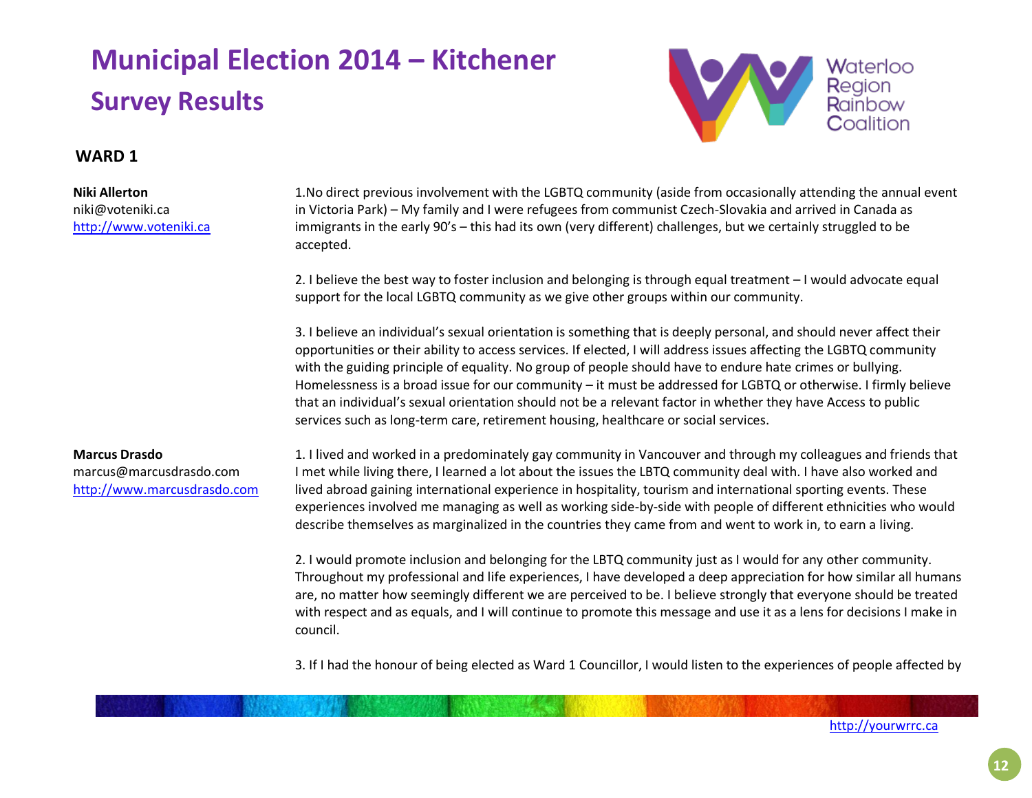# Municipal Election 2014 – Kitchener

## Survey Results

### WARD 1

**Niki Allerton**
niki@voteniki.ca
http://www.voteniki.ca

1.No direct previous involvement with the LGBTQ community (aside from occasionally attending the annual event in Victoria Park) – My family and I were refugees from communist Czech-Slovakia and arrived in Canada as immigrants in the early 90's – this had its own (very different) challenges, but we certainly struggled to be accepted.

2. I believe the best way to foster inclusion and belonging is through equal treatment – I would advocate equal support for the local LGBTQ community as we give other groups within our community.

3. I believe an individual's sexual orientation is something that is deeply personal, and should never affect their opportunities or their ability to access services. If elected, I will address issues affecting the LGBTQ community with the guiding principle of equality. No group of people should have to endure hate crimes or bullying. Homelessness is a broad issue for our community – it must be addressed for LGBTQ or otherwise. I firmly believe that an individual's sexual orientation should not be a relevant factor in whether they have Access to public services such as long-term care, retirement housing, healthcare or social services.

**Marcus Drasdo**
marcus@marcusdrasdo.com
http://www.marcusdrasdo.com

1. I lived and worked in a predominately gay community in Vancouver and through my colleagues and friends that I met while living there, I learned a lot about the issues the LBTQ community deal with. I have also worked and lived abroad gaining international experience in hospitality, tourism and international sporting events. These experiences involved me managing as well as working side-by-side with people of different ethnicities who would describe themselves as marginalized in the countries they came from and went to work in, to earn a living.

2. I would promote inclusion and belonging for the LBTQ community just as I would for any other community. Throughout my professional and life experiences, I have developed a deep appreciation for how similar all humans are, no matter how seemingly different we are perceived to be. I believe strongly that everyone should be treated with respect and as equals, and I will continue to promote this message and use it as a lens for decisions I make in council.

3. If I had the honour of being elected as Ward 1 Councillor, I would listen to the experiences of people affected by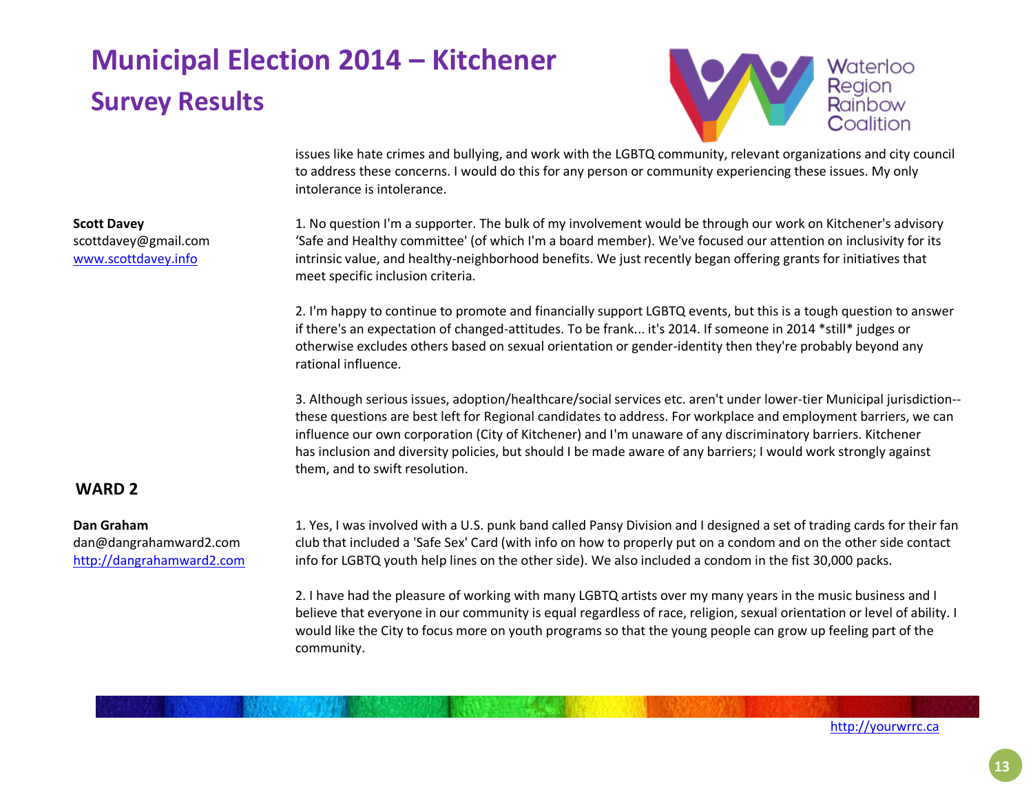issues like hate crimes and bullying, and work with the LGBTQ community, relevant organizations and city council to address these concerns. I would do this for any person or community experiencing these issues. My only intolerance is intolerance.

**Scott Davey**
scottdavey@gmail.com
[www.scottdavey.info](http://www.scottdavey.info)

1. No question I'm a supporter. The bulk of my involvement would be through our work on Kitchener's advisory 'Safe and Healthy committee' (of which I'm a board member). We've focused our attention on inclusivity for its intrinsic value, and healthy-neighborhood benefits. We just recently began offering grants for initiatives that meet specific inclusion criteria.

2. I'm happy to continue to promote and financially support LGBTQ events, but this is a tough question to answer if there's an expectation of changed-attitudes. To be frank... it's 2014. If someone in 2014 *still* judges or otherwise excludes others based on sexual orientation or gender-identity then they're probably beyond any rational influence.

3. Although serious issues, adoption/healthcare/social services etc. aren't under lower-tier Municipal jurisdiction--these questions are best left for Regional candidates to address. For workplace and employment barriers, we can influence our own corporation (City of Kitchener) and I'm unaware of any discriminatory barriers. Kitchener has inclusion and diversity policies, but should I be made aware of any barriers; I would work strongly against them, and to swift resolution.

## WARD 2

**Dan Graham**
dan@dangrahamward2.com
[http://dangrahamward2.com](http://dangrahamward2.com)

1. Yes, I was involved with a U.S. punk band called Pansy Division and I designed a set of trading cards for their fan club that included a 'Safe Sex' Card (with info on how to properly put on a condom and on the other side contact info for LGBTQ youth help lines on the other side). We also included a condom in the fist 30,000 packs.

2. I have had the pleasure of working with many LGBTQ artists over my many years in the music business and I believe that everyone in our community is equal regardless of race, religion, sexual orientation or level of ability. I would like the City to focus more on youth programs so that the young people can grow up feeling part of the community.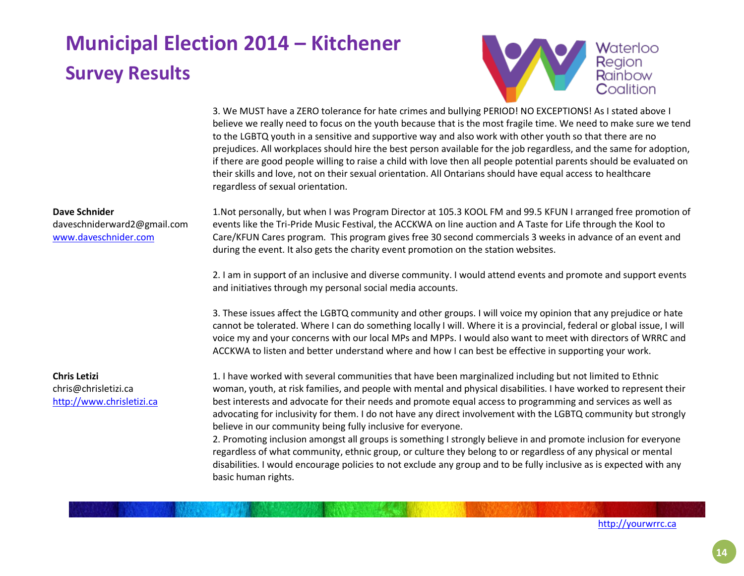# Municipal Election 2014 – Kitchener

## Survey Results

3. We MUST have a ZERO tolerance for hate crimes and bullying PERIOD! NO EXCEPTIONS! As I stated above I believe we really need to focus on the youth because that is the most fragile time. We need to make sure we tend to the LGBTQ youth in a sensitive and supportive way and also work with other youth so that there are no prejudices. All workplaces should hire the best person available for the job regardless, and the same for adoption, if there are good people willing to raise a child with love then all people potential parents should be evaluated on their skills and love, not on their sexual orientation. All Ontarians should have equal access to healthcare regardless of sexual orientation.

**Dave Schnider**
daveschniderward2@gmail.com
www.daveschnider.com

1.Not personally, but when I was Program Director at 105.3 KOOL FM and 99.5 KFUN I arranged free promotion of events like the Tri-Pride Music Festival, the ACCKWA on line auction and A Taste for Life through the Kool to Care/KFUN Cares program. This program gives free 30 second commercials 3 weeks in advance of an event and during the event. It also gets the charity event promotion on the station websites.

2. I am in support of an inclusive and diverse community. I would attend events and promote and support events and initiatives through my personal social media accounts.

3. These issues affect the LGBTQ community and other groups. I will voice my opinion that any prejudice or hate cannot be tolerated. Where I can do something locally I will. Where it is a provincial, federal or global issue, I will voice my and your concerns with our local MPs and MPPs. I would also want to meet with directors of WRRC and ACCKWA to listen and better understand where and how I can best be effective in supporting your work.

**Chris Letizi**
chris@chrisletizi.ca
http://www.chrisletizi.ca

1. I have worked with several communities that have been marginalized including but not limited to Ethnic woman, youth, at risk families, and people with mental and physical disabilities. I have worked to represent their best interests and advocate for their needs and promote equal access to programming and services as well as advocating for inclusivity for them. I do not have any direct involvement with the LGBTQ community but strongly believe in our community being fully inclusive for everyone.
2. Promoting inclusion amongst all groups is something I strongly believe in and promote inclusion for everyone regardless of what community, ethnic group, or culture they belong to or regardless of any physical or mental disabilities. I would encourage policies to not exclude any group and to be fully inclusive as is expected with any basic human rights.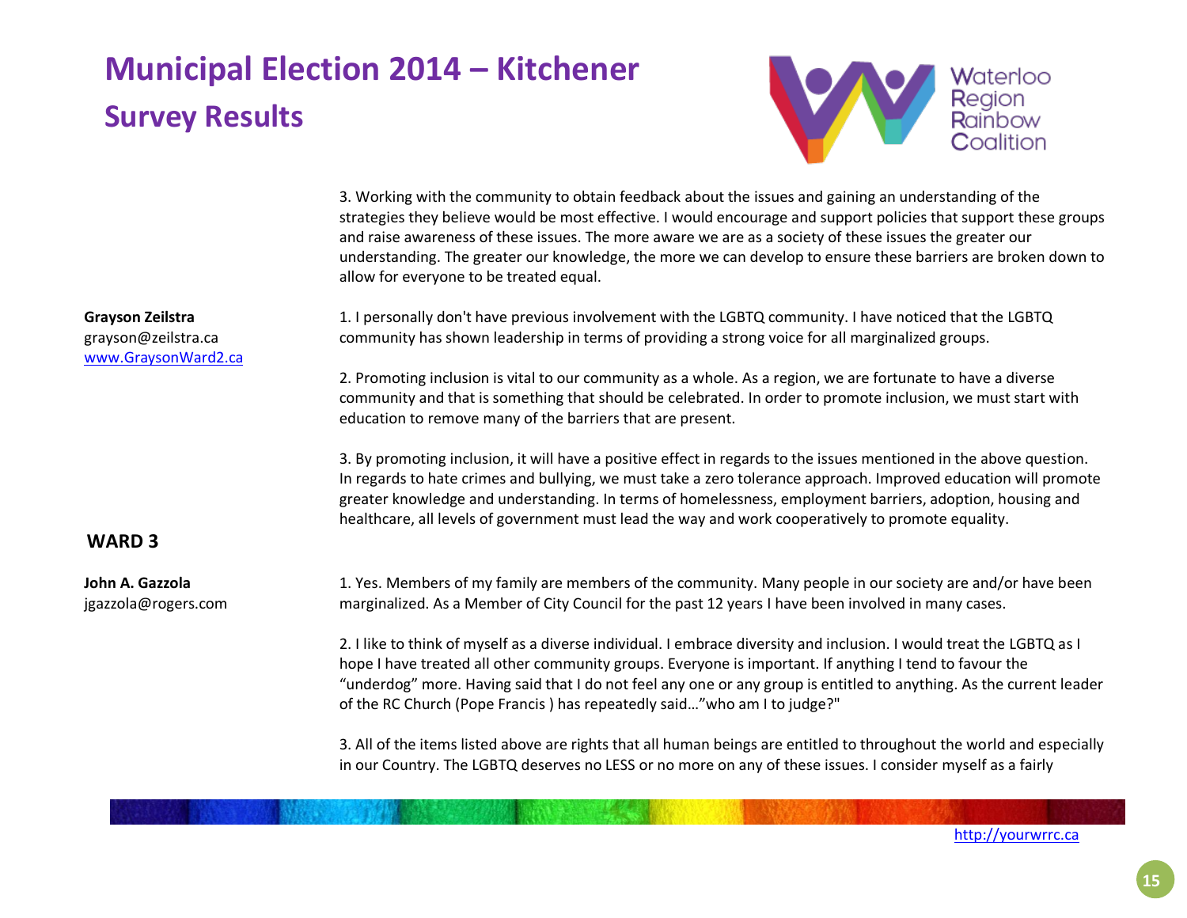3. Working with the community to obtain feedback about the issues and gaining an understanding of the strategies they believe would be most effective. I would encourage and support policies that support these groups and raise awareness of these issues. The more aware we are as a society of these issues the greater our understanding. The greater our knowledge, the more we can develop to ensure these barriers are broken down to allow for everyone to be treated equal.

**Grayson Zeilstra**
grayson@zeilstra.ca
www.GraysonWard2.ca

1. I personally don't have previous involvement with the LGBTQ community. I have noticed that the LGBTQ community has shown leadership in terms of providing a strong voice for all marginalized groups.

2. Promoting inclusion is vital to our community as a whole. As a region, we are fortunate to have a diverse community and that is something that should be celebrated. In order to promote inclusion, we must start with education to remove many of the barriers that are present.

3. By promoting inclusion, it will have a positive effect in regards to the issues mentioned in the above question. In regards to hate crimes and bullying, we must take a zero tolerance approach. Improved education will promote greater knowledge and understanding. In terms of homelessness, employment barriers, adoption, housing and healthcare, all levels of government must lead the way and work cooperatively to promote equality.

## WARD 3

**John A. Gazzola**
jgazzola@rogers.com

1. Yes. Members of my family are members of the community. Many people in our society are and/or have been marginalized. As a Member of City Council for the past 12 years I have been involved in many cases.

2. I like to think of myself as a diverse individual. I embrace diversity and inclusion. I would treat the LGBTQ as I hope I have treated all other community groups. Everyone is important. If anything I tend to favour the "underdog" more. Having said that I do not feel any one or any group is entitled to anything. As the current leader of the RC Church (Pope Francis ) has repeatedly said…"who am I to judge?"

3. All of the items listed above are rights that all human beings are entitled to throughout the world and especially in our Country. The LGBTQ deserves no LESS or no more on any of these issues. I consider myself as a fairly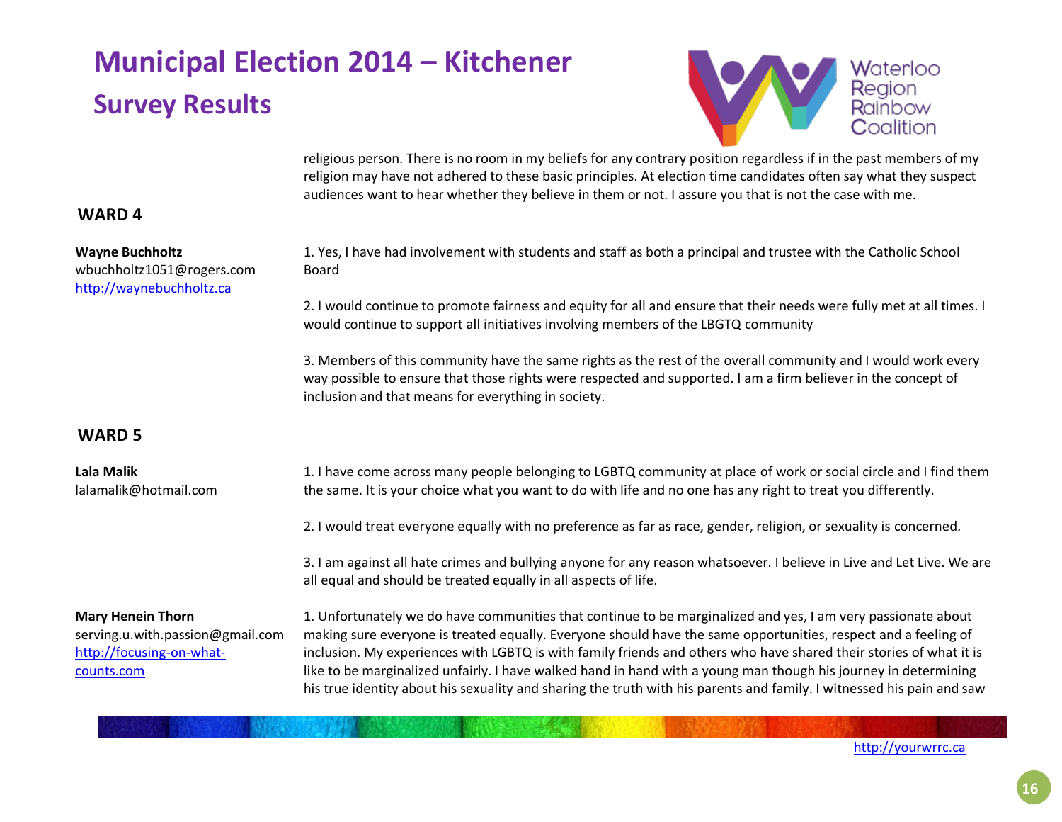religious person. There is no room in my beliefs for any contrary position regardless if in the past members of my religion may have not adhered to these basic principles. At election time candidates often say what they suspect audiences want to hear whether they believe in them or not. I assure you that is not the case with me.

## WARD 4

**Wayne Buchholtz**
wbuchholtz1051@rogers.com
http://waynebuchholtz.ca

1. Yes, I have had involvement with students and staff as both a principal and trustee with the Catholic School Board

2. I would continue to promote fairness and equity for all and ensure that their needs were fully met at all times. I would continue to support all initiatives involving members of the LBGTQ community

3. Members of this community have the same rights as the rest of the overall community and I would work every way possible to ensure that those rights were respected and supported. I am a firm believer in the concept of inclusion and that means for everything in society.

## WARD 5

**Lala Malik**
lalamalik@hotmail.com

1. I have come across many people belonging to LGBTQ community at place of work or social circle and I find them the same. It is your choice what you want to do with life and no one has any right to treat you differently.

2. I would treat everyone equally with no preference as far as race, gender, religion, or sexuality is concerned.

3. I am against all hate crimes and bullying anyone for any reason whatsoever. I believe in Live and Let Live. We are all equal and should be treated equally in all aspects of life.

**Mary Henein Thorn**
serving.u.with.passion@gmail.com
http://focusing-on-what-counts.com

1. Unfortunately we do have communities that continue to be marginalized and yes, I am very passionate about making sure everyone is treated equally. Everyone should have the same opportunities, respect and a feeling of inclusion. My experiences with LGBTQ is with family friends and others who have shared their stories of what it is like to be marginalized unfairly. I have walked hand in hand with a young man though his journey in determining his true identity about his sexuality and sharing the truth with his parents and family. I witnessed his pain and saw

http://yourwrrc.ca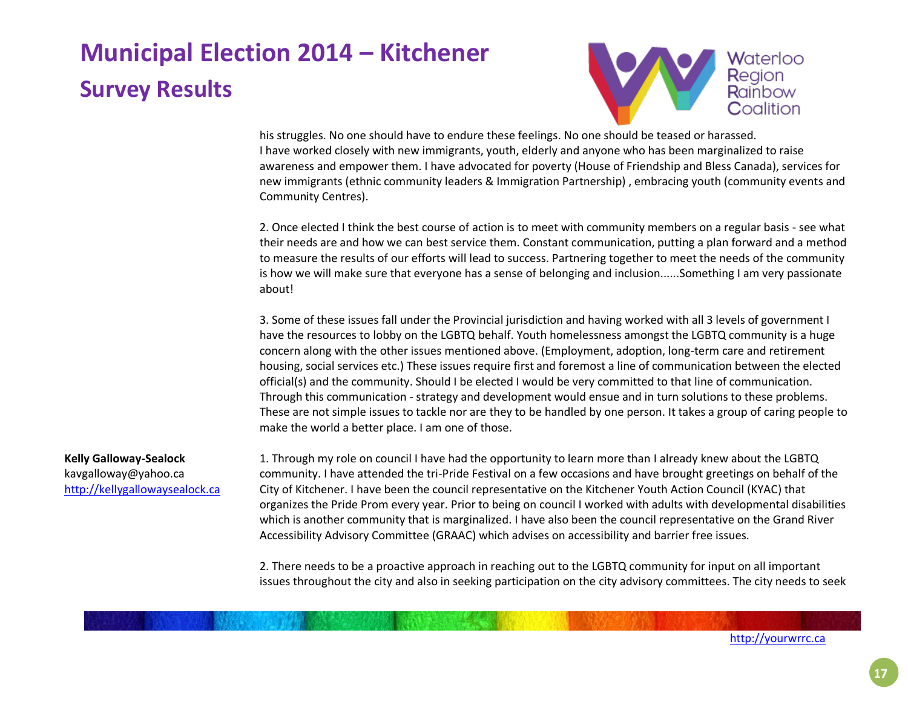his struggles. No one should have to endure these feelings. No one should be teased or harassed.
I have worked closely with new immigrants, youth, elderly and anyone who has been marginalized to raise awareness and empower them. I have advocated for poverty (House of Friendship and Bless Canada), services for new immigrants (ethnic community leaders & Immigration Partnership) , embracing youth (community events and Community Centres).

2. Once elected I think the best course of action is to meet with community members on a regular basis - see what their needs are and how we can best service them. Constant communication, putting a plan forward and a method to measure the results of our efforts will lead to success. Partnering together to meet the needs of the community is how we will make sure that everyone has a sense of belonging and inclusion......Something I am very passionate about!

3. Some of these issues fall under the Provincial jurisdiction and having worked with all 3 levels of government I have the resources to lobby on the LGBTQ behalf. Youth homelessness amongst the LGBTQ community is a huge concern along with the other issues mentioned above. (Employment, adoption, long-term care and retirement housing, social services etc.) These issues require first and foremost a line of communication between the elected official(s) and the community. Should I be elected I would be very committed to that line of communication. Through this communication - strategy and development would ensue and in turn solutions to these problems. These are not simple issues to tackle nor are they to be handled by one person. It takes a group of caring people to make the world a better place. I am one of those.

**Kelly Galloway-Sealock**
kavgalloway@yahoo.ca
http://kellygallowaysealock.ca

1. Through my role on council I have had the opportunity to learn more than I already knew about the LGBTQ community. I have attended the tri-Pride Festival on a few occasions and have brought greetings on behalf of the City of Kitchener. I have been the council representative on the Kitchener Youth Action Council (KYAC) that organizes the Pride Prom every year. Prior to being on council I worked with adults with developmental disabilities which is another community that is marginalized. I have also been the council representative on the Grand River Accessibility Advisory Committee (GRAAC) which advises on accessibility and barrier free issues.

2. There needs to be a proactive approach in reaching out to the LGBTQ community for input on all important issues throughout the city and also in seeking participation on the city advisory committees. The city needs to seek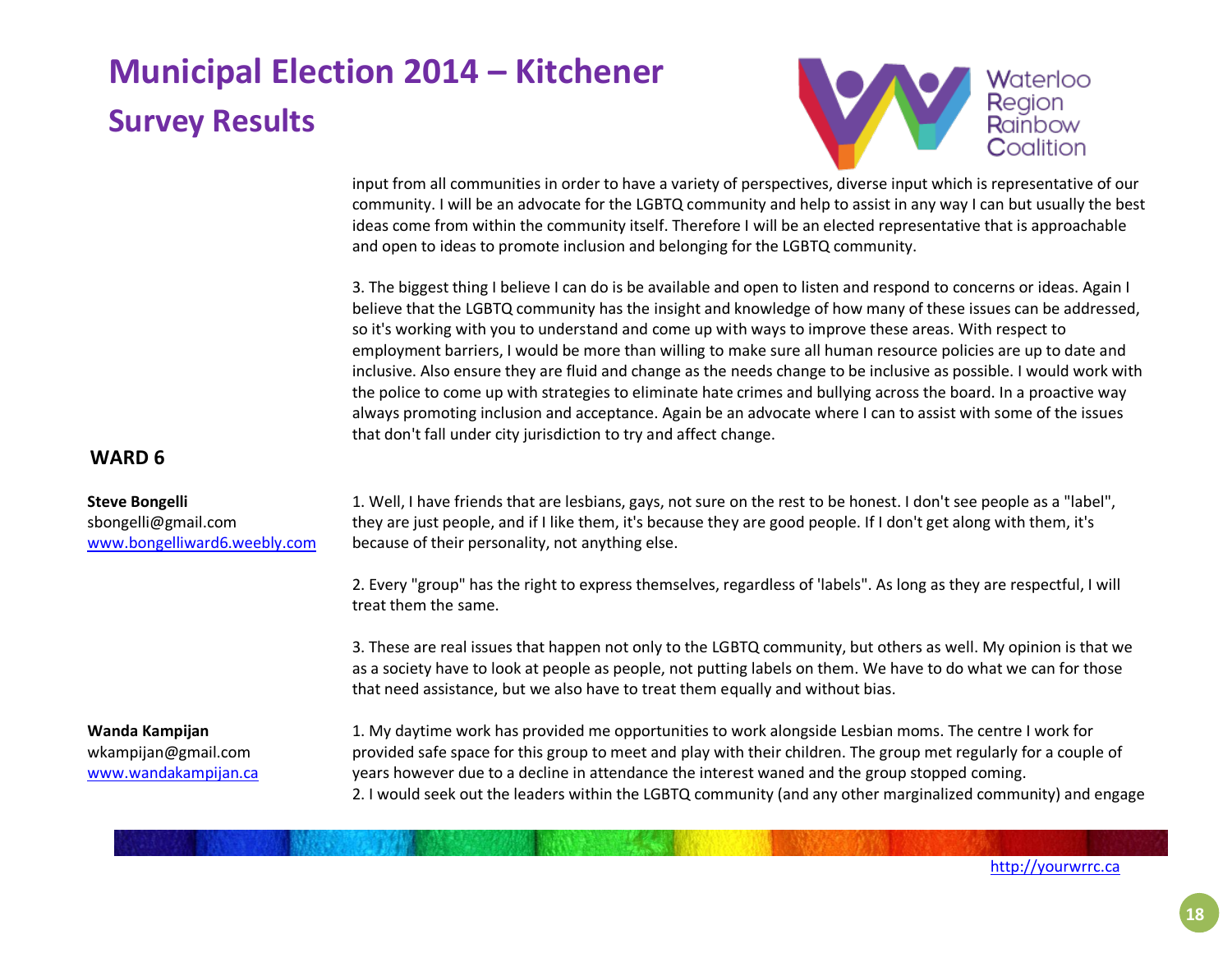input from all communities in order to have a variety of perspectives, diverse input which is representative of our community. I will be an advocate for the LGBTQ community and help to assist in any way I can but usually the best ideas come from within the community itself. Therefore I will be an elected representative that is approachable and open to ideas to promote inclusion and belonging for the LGBTQ community.

3. The biggest thing I believe I can do is be available and open to listen and respond to concerns or ideas. Again I believe that the LGBTQ community has the insight and knowledge of how many of these issues can be addressed, so it's working with you to understand and come up with ways to improve these areas. With respect to employment barriers, I would be more than willing to make sure all human resource policies are up to date and inclusive. Also ensure they are fluid and change as the needs change to be inclusive as possible. I would work with the police to come up with strategies to eliminate hate crimes and bullying across the board. In a proactive way always promoting inclusion and acceptance. Again be an advocate where I can to assist with some of the issues that don't fall under city jurisdiction to try and affect change.

## WARD 6

**Steve Bongelli**
sbongelli@gmail.com
www.bongelliward6.weebly.com

1. Well, I have friends that are lesbians, gays, not sure on the rest to be honest. I don't see people as a "label", they are just people, and if I like them, it's because they are good people. If I don't get along with them, it's because of their personality, not anything else.

2. Every "group" has the right to express themselves, regardless of 'labels". As long as they are respectful, I will treat them the same.

3. These are real issues that happen not only to the LGBTQ community, but others as well. My opinion is that we as a society have to look at people as people, not putting labels on them. We have to do what we can for those that need assistance, but we also have to treat them equally and without bias.

**Wanda Kampijan**
wkampijan@gmail.com
www.wandakampijan.ca

1. My daytime work has provided me opportunities to work alongside Lesbian moms. The centre I work for provided safe space for this group to meet and play with their children. The group met regularly for a couple of years however due to a decline in attendance the interest waned and the group stopped coming.
2. I would seek out the leaders within the LGBTQ community (and any other marginalized community) and engage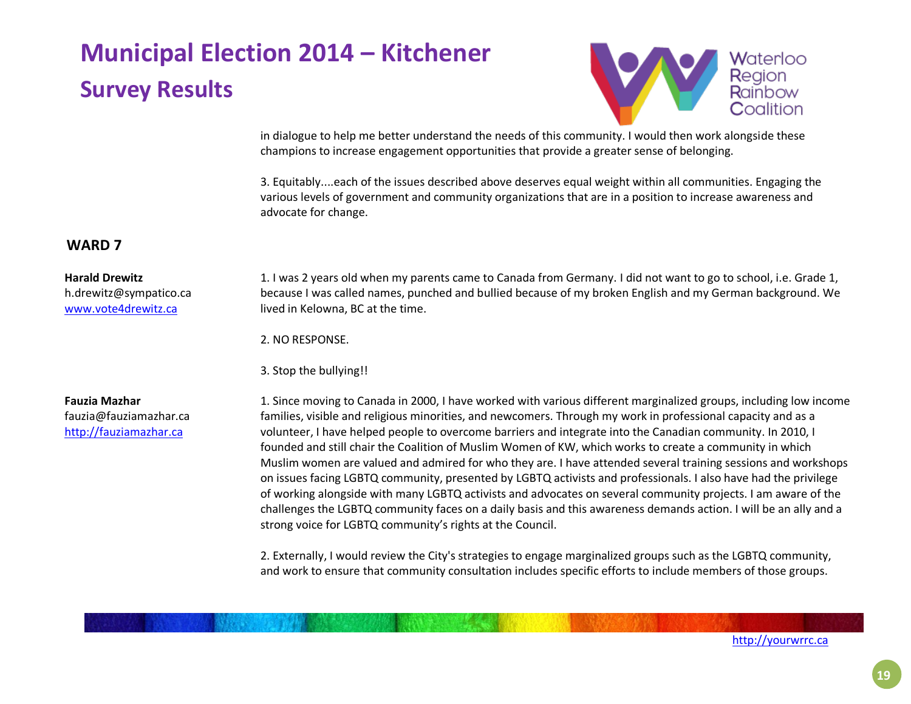in dialogue to help me better understand the needs of this community. I would then work alongside these champions to increase engagement opportunities that provide a greater sense of belonging.

3. Equitably....each of the issues described above deserves equal weight within all communities. Engaging the various levels of government and community organizations that are in a position to increase awareness and advocate for change.

## WARD 7

**Harald Drewitz**
h.drewitz@sympatico.ca
www.vote4drewitz.ca

1. I was 2 years old when my parents came to Canada from Germany. I did not want to go to school, i.e. Grade 1, because I was called names, punched and bullied because of my broken English and my German background. We lived in Kelowna, BC at the time.

2. NO RESPONSE.

3. Stop the bullying!!

**Fauzia Mazhar**
fauzia@fauziamazhar.ca
http://fauziamazhar.ca

1. Since moving to Canada in 2000, I have worked with various different marginalized groups, including low income families, visible and religious minorities, and newcomers. Through my work in professional capacity and as a volunteer, I have helped people to overcome barriers and integrate into the Canadian community. In 2010, I founded and still chair the Coalition of Muslim Women of KW, which works to create a community in which Muslim women are valued and admired for who they are. I have attended several training sessions and workshops on issues facing LGBTQ community, presented by LGBTQ activists and professionals. I also have had the privilege of working alongside with many LGBTQ activists and advocates on several community projects. I am aware of the challenges the LGBTQ community faces on a daily basis and this awareness demands action. I will be an ally and a strong voice for LGBTQ community's rights at the Council.

2. Externally, I would review the City's strategies to engage marginalized groups such as the LGBTQ community, and work to ensure that community consultation includes specific efforts to include members of those groups.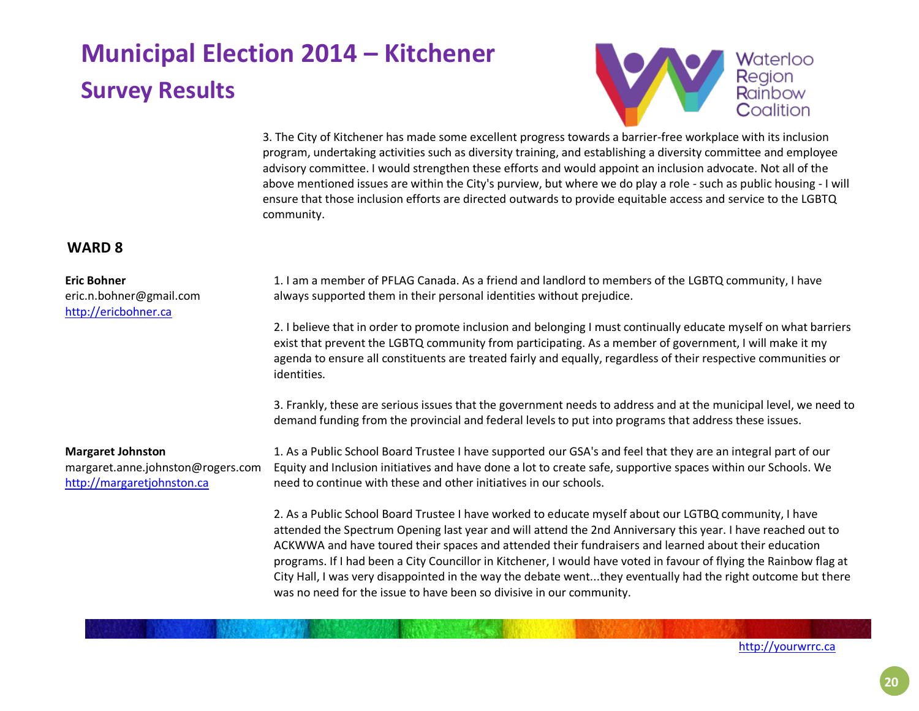3. The City of Kitchener has made some excellent progress towards a barrier-free workplace with its inclusion program, undertaking activities such as diversity training, and establishing a diversity committee and employee advisory committee. I would strengthen these efforts and would appoint an inclusion advocate. Not all of the above mentioned issues are within the City's purview, but where we do play a role - such as public housing - I will ensure that those inclusion efforts are directed outwards to provide equitable access and service to the LGBTQ community.

## WARD 8

**Eric Bohner**
eric.n.bohner@gmail.com
http://ericbohner.ca

1. I am a member of PFLAG Canada. As a friend and landlord to members of the LGBTQ community, I have always supported them in their personal identities without prejudice.

2. I believe that in order to promote inclusion and belonging I must continually educate myself on what barriers exist that prevent the LGBTQ community from participating. As a member of government, I will make it my agenda to ensure all constituents are treated fairly and equally, regardless of their respective communities or identities.

3. Frankly, these are serious issues that the government needs to address and at the municipal level, we need to demand funding from the provincial and federal levels to put into programs that address these issues.

**Margaret Johnston**
margaret.anne.johnston@rogers.com
http://margaretjohnston.ca

1. As a Public School Board Trustee I have supported our GSA's and feel that they are an integral part of our Equity and Inclusion initiatives and have done a lot to create safe, supportive spaces within our Schools. We need to continue with these and other initiatives in our schools.

2. As a Public School Board Trustee I have worked to educate myself about our LGTBQ community, I have attended the Spectrum Opening last year and will attend the 2nd Anniversary this year. I have reached out to ACKWWA and have toured their spaces and attended their fundraisers and learned about their education programs. If I had been a City Councillor in Kitchener, I would have voted in favour of flying the Rainbow flag at City Hall, I was very disappointed in the way the debate went...they eventually had the right outcome but there was no need for the issue to have been so divisive in our community.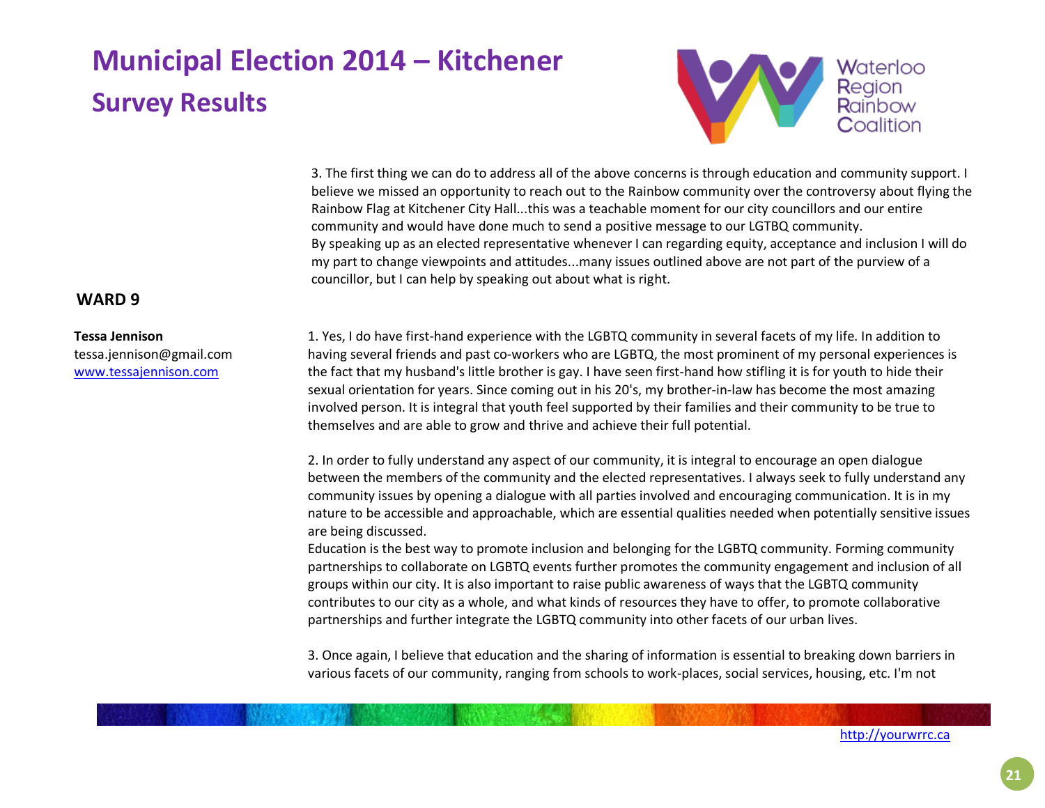3. The first thing we can do to address all of the above concerns is through education and community support. I believe we missed an opportunity to reach out to the Rainbow community over the controversy about flying the Rainbow Flag at Kitchener City Hall...this was a teachable moment for our city councillors and our entire community and would have done much to send a positive message to our LGTBQ community.
By speaking up as an elected representative whenever I can regarding equity, acceptance and inclusion I will do my part to change viewpoints and attitudes...many issues outlined above are not part of the purview of a councillor, but I can help by speaking out about what is right.

## WARD 9

**Tessa Jennison**
tessa.jennison@gmail.com
[www.tessajennison.com](http://www.tessajennison.com)

1. Yes, I do have first-hand experience with the LGBTQ community in several facets of my life. In addition to having several friends and past co-workers who are LGBTQ, the most prominent of my personal experiences is the fact that my husband's little brother is gay. I have seen first-hand how stifling it is for youth to hide their sexual orientation for years. Since coming out in his 20's, my brother-in-law has become the most amazing involved person. It is integral that youth feel supported by their families and their community to be true to themselves and are able to grow and thrive and achieve their full potential.

2. In order to fully understand any aspect of our community, it is integral to encourage an open dialogue between the members of the community and the elected representatives. I always seek to fully understand any community issues by opening a dialogue with all parties involved and encouraging communication. It is in my nature to be accessible and approachable, which are essential qualities needed when potentially sensitive issues are being discussed.
Education is the best way to promote inclusion and belonging for the LGBTQ community. Forming community partnerships to collaborate on LGBTQ events further promotes the community engagement and inclusion of all groups within our city. It is also important to raise public awareness of ways that the LGBTQ community contributes to our city as a whole, and what kinds of resources they have to offer, to promote collaborative partnerships and further integrate the LGBTQ community into other facets of our urban lives.

3. Once again, I believe that education and the sharing of information is essential to breaking down barriers in various facets of our community, ranging from schools to work-places, social services, housing, etc. I'm not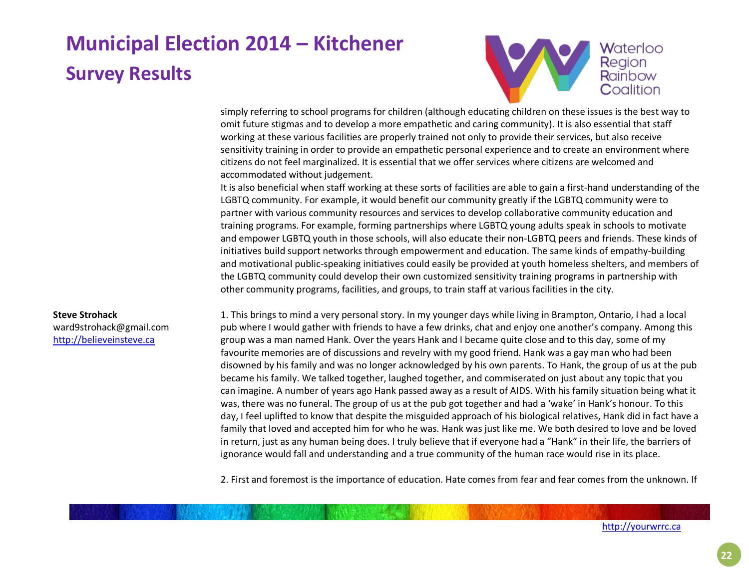simply referring to school programs for children (although educating children on these issues is the best way to omit future stigmas and to develop a more empathetic and caring community). It is also essential that staff working at these various facilities are properly trained not only to provide their services, but also receive sensitivity training in order to provide an empathetic personal experience and to create an environment where citizens do not feel marginalized. It is essential that we offer services where citizens are welcomed and accommodated without judgement.

It is also beneficial when staff working at these sorts of facilities are able to gain a first-hand understanding of the LGBTQ community. For example, it would benefit our community greatly if the LGBTQ community were to partner with various community resources and services to develop collaborative community education and training programs. For example, forming partnerships where LGBTQ young adults speak in schools to motivate and empower LGBTQ youth in those schools, will also educate their non-LGBTQ peers and friends. These kinds of initiatives build support networks through empowerment and education. The same kinds of empathy-building and motivational public-speaking initiatives could easily be provided at youth homeless shelters, and members of the LGBTQ community could develop their own customized sensitivity training programs in partnership with other community programs, facilities, and groups, to train staff at various facilities in the city.

**Steve Strohack**
ward9strohack@gmail.com
http://believeinsteve.ca

1. This brings to mind a very personal story. In my younger days while living in Brampton, Ontario, I had a local pub where I would gather with friends to have a few drinks, chat and enjoy one another's company. Among this group was a man named Hank. Over the years Hank and I became quite close and to this day, some of my favourite memories are of discussions and revelry with my good friend. Hank was a gay man who had been disowned by his family and was no longer acknowledged by his own parents. To Hank, the group of us at the pub became his family. We talked together, laughed together, and commiserated on just about any topic that you can imagine. A number of years ago Hank passed away as a result of AIDS. With his family situation being what it was, there was no funeral. The group of us at the pub got together and had a 'wake' in Hank's honour. To this day, I feel uplifted to know that despite the misguided approach of his biological relatives, Hank did in fact have a family that loved and accepted him for who he was. Hank was just like me. We both desired to love and be loved in return, just as any human being does. I truly believe that if everyone had a "Hank" in their life, the barriers of ignorance would fall and understanding and a true community of the human race would rise in its place.

2. First and foremost is the importance of education. Hate comes from fear and fear comes from the unknown. If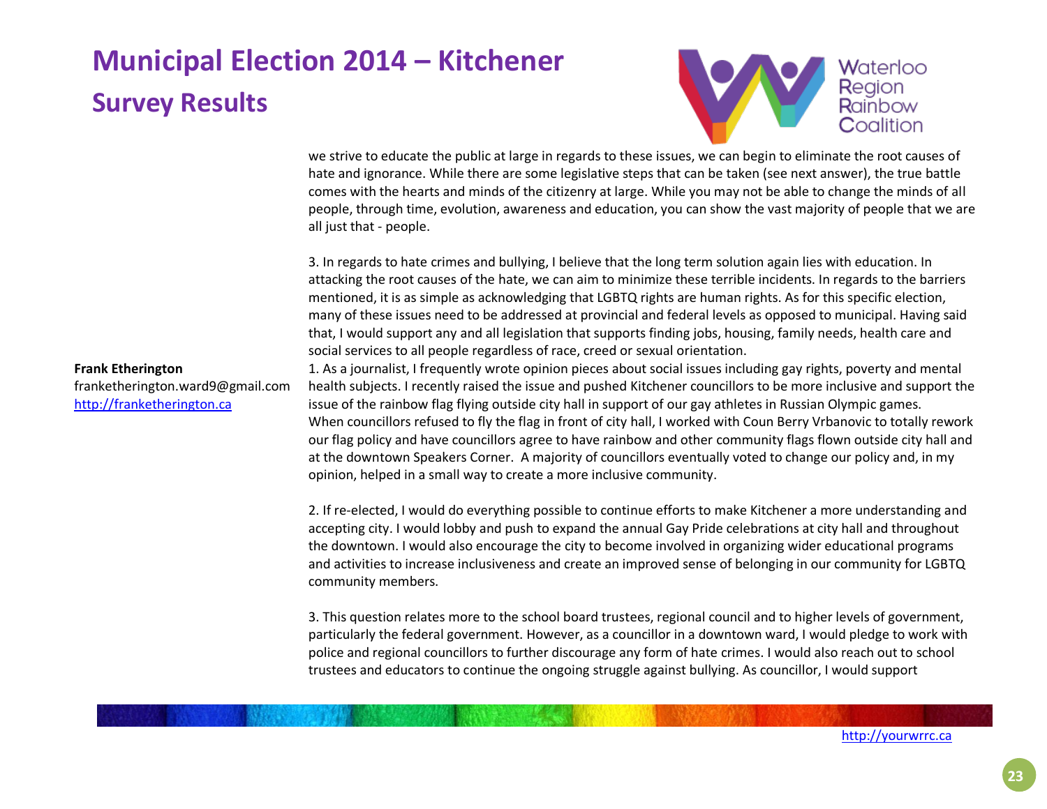we strive to educate the public at large in regards to these issues, we can begin to eliminate the root causes of hate and ignorance. While there are some legislative steps that can be taken (see next answer), the true battle comes with the hearts and minds of the citizenry at large. While you may not be able to change the minds of all people, through time, evolution, awareness and education, you can show the vast majority of people that we are all just that - people.

3. In regards to hate crimes and bullying, I believe that the long term solution again lies with education. In attacking the root causes of the hate, we can aim to minimize these terrible incidents. In regards to the barriers mentioned, it is as simple as acknowledging that LGBTQ rights are human rights. As for this specific election, many of these issues need to be addressed at provincial and federal levels as opposed to municipal. Having said that, I would support any and all legislation that supports finding jobs, housing, family needs, health care and social services to all people regardless of race, creed or sexual orientation.

**Frank Etherington**
franketherington.ward9@gmail.com
http://franketherington.ca

1. As a journalist, I frequently wrote opinion pieces about social issues including gay rights, poverty and mental health subjects. I recently raised the issue and pushed Kitchener councillors to be more inclusive and support the issue of the rainbow flag flying outside city hall in support of our gay athletes in Russian Olympic games. When councillors refused to fly the flag in front of city hall, I worked with Coun Berry Vrbanovic to totally rework our flag policy and have councillors agree to have rainbow and other community flags flown outside city hall and at the downtown Speakers Corner. A majority of councillors eventually voted to change our policy and, in my opinion, helped in a small way to create a more inclusive community.

2. If re-elected, I would do everything possible to continue efforts to make Kitchener a more understanding and accepting city. I would lobby and push to expand the annual Gay Pride celebrations at city hall and throughout the downtown. I would also encourage the city to become involved in organizing wider educational programs and activities to increase inclusiveness and create an improved sense of belonging in our community for LGBTQ community members.

3. This question relates more to the school board trustees, regional council and to higher levels of government, particularly the federal government. However, as a councillor in a downtown ward, I would pledge to work with police and regional councillors to further discourage any form of hate crimes. I would also reach out to school trustees and educators to continue the ongoing struggle against bullying. As councillor, I would support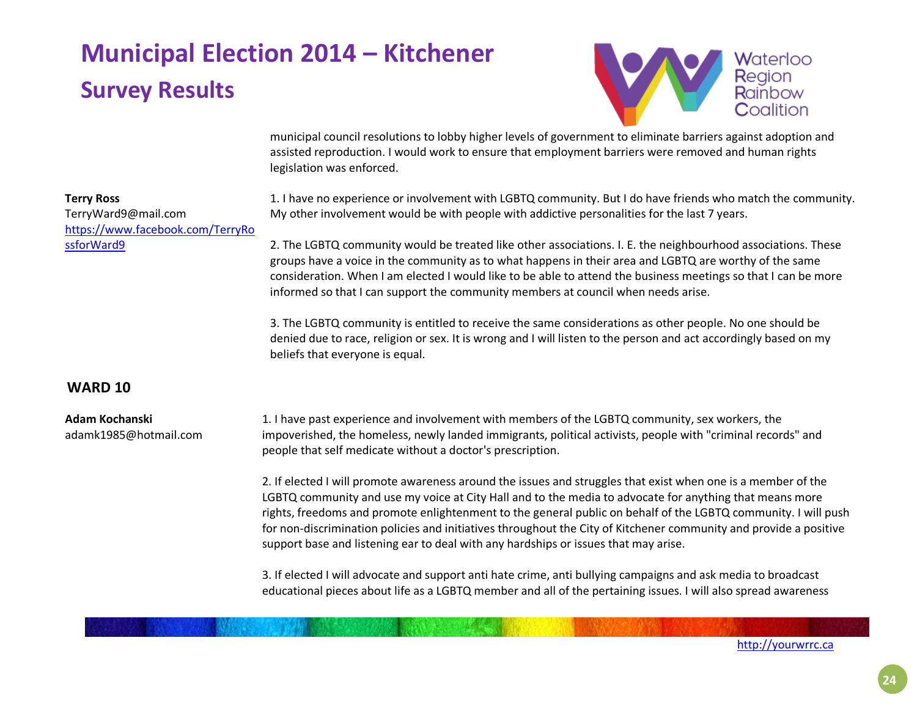municipal council resolutions to lobby higher levels of government to eliminate barriers against adoption and assisted reproduction. I would work to ensure that employment barriers were removed and human rights legislation was enforced.

**Terry Ross**
TerryWard9@mail.com
https://www.facebook.com/TerryRossforWard9

1. I have no experience or involvement with LGBTQ community. But I do have friends who match the community. My other involvement would be with people with addictive personalities for the last 7 years.

2. The LGBTQ community would be treated like other associations. I. E. the neighbourhood associations. These groups have a voice in the community as to what happens in their area and LGBTQ are worthy of the same consideration. When I am elected I would like to be able to attend the business meetings so that I can be more informed so that I can support the community members at council when needs arise.

3. The LGBTQ community is entitled to receive the same considerations as other people. No one should be denied due to race, religion or sex. It is wrong and I will listen to the person and act accordingly based on my beliefs that everyone is equal.

## WARD 10

**Adam Kochanski**
adamk1985@hotmail.com

1. I have past experience and involvement with members of the LGBTQ community, sex workers, the impoverished, the homeless, newly landed immigrants, political activists, people with "criminal records" and people that self medicate without a doctor's prescription.

2. If elected I will promote awareness around the issues and struggles that exist when one is a member of the LGBTQ community and use my voice at City Hall and to the media to advocate for anything that means more rights, freedoms and promote enlightenment to the general public on behalf of the LGBTQ community. I will push for non-discrimination policies and initiatives throughout the City of Kitchener community and provide a positive support base and listening ear to deal with any hardships or issues that may arise.

3. If elected I will advocate and support anti hate crime, anti bullying campaigns and ask media to broadcast educational pieces about life as a LGBTQ member and all of the pertaining issues. I will also spread awareness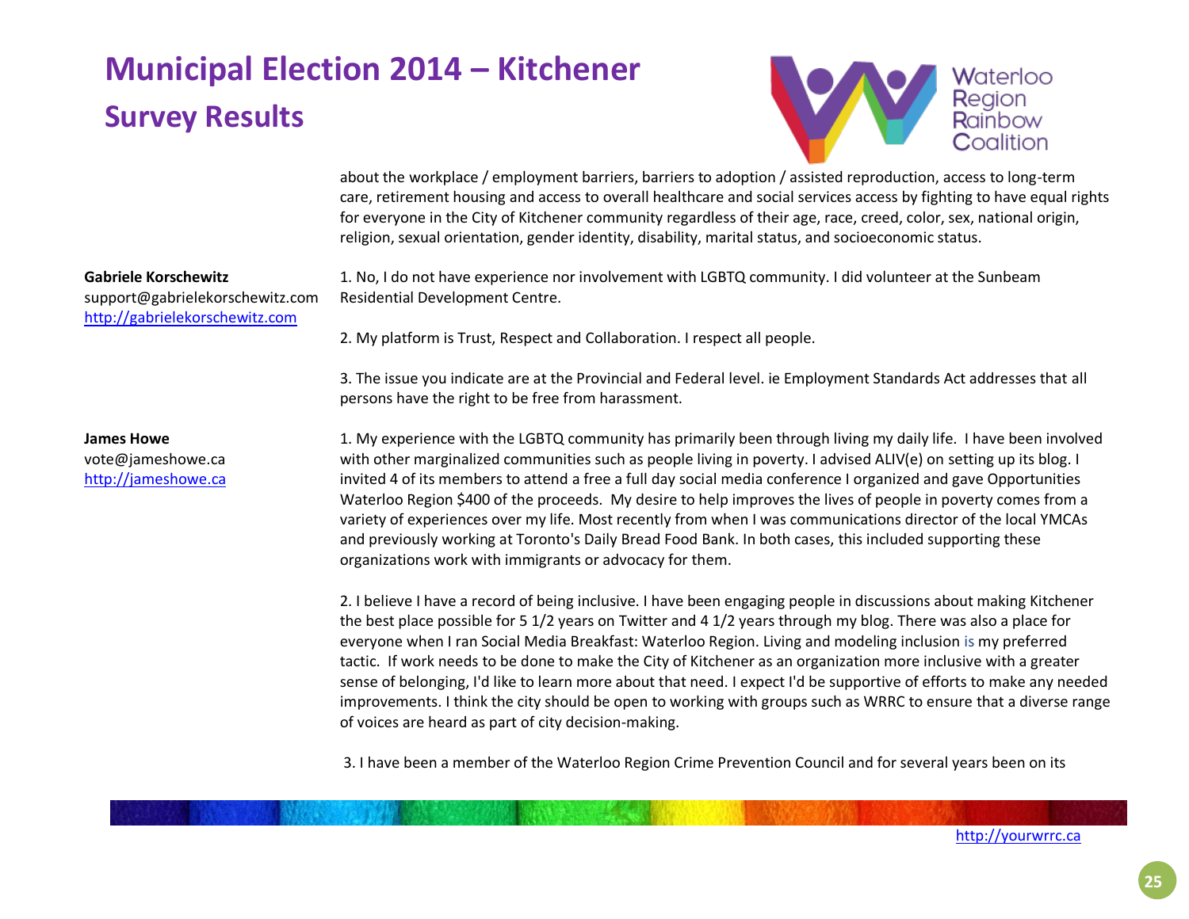about the workplace / employment barriers, barriers to adoption / assisted reproduction, access to long-term care, retirement housing and access to overall healthcare and social services access by fighting to have equal rights for everyone in the City of Kitchener community regardless of their age, race, creed, color, sex, national origin, religion, sexual orientation, gender identity, disability, marital status, and socioeconomic status.

**Gabriele Korschewitz**
support@gabrielekorschewitz.com
http://gabrielekorschewitz.com

1. No, I do not have experience nor involvement with LGBTQ community. I did volunteer at the Sunbeam Residential Development Centre.

2. My platform is Trust, Respect and Collaboration. I respect all people.

3. The issue you indicate are at the Provincial and Federal level. ie Employment Standards Act addresses that all persons have the right to be free from harassment.

**James Howe**
vote@jameshowe.ca
http://jameshowe.ca

1. My experience with the LGBTQ community has primarily been through living my daily life. I have been involved with other marginalized communities such as people living in poverty. I advised ALIV(e) on setting up its blog. I invited 4 of its members to attend a free a full day social media conference I organized and gave Opportunities Waterloo Region $400 of the proceeds. My desire to help improves the lives of people in poverty comes from a variety of experiences over my life. Most recently from when I was communications director of the local YMCAs and previously working at Toronto's Daily Bread Food Bank. In both cases, this included supporting these organizations work with immigrants or advocacy for them.

2. I believe I have a record of being inclusive. I have been engaging people in discussions about making Kitchener the best place possible for 5 1/2 years on Twitter and 4 1/2 years through my blog. There was also a place for everyone when I ran Social Media Breakfast: Waterloo Region. Living and modeling inclusion is my preferred tactic. If work needs to be done to make the City of Kitchener as an organization more inclusive with a greater sense of belonging, I'd like to learn more about that need. I expect I'd be supportive of efforts to make any needed improvements. I think the city should be open to working with groups such as WRRC to ensure that a diverse range of voices are heard as part of city decision-making.

3. I have been a member of the Waterloo Region Crime Prevention Council and for several years been on its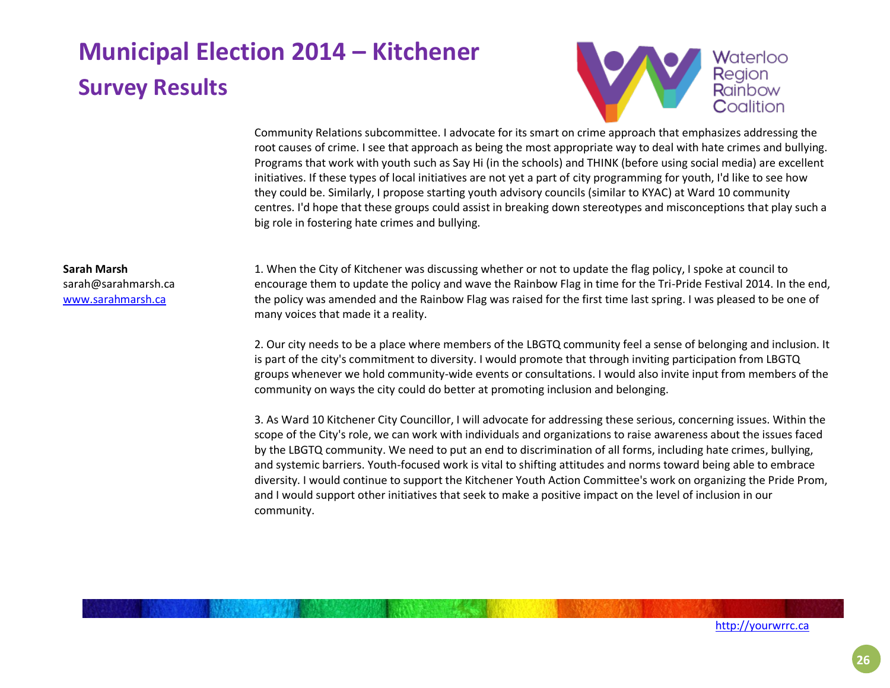Community Relations subcommittee. I advocate for its smart on crime approach that emphasizes addressing the root causes of crime. I see that approach as being the most appropriate way to deal with hate crimes and bullying. Programs that work with youth such as Say Hi (in the schools) and THINK (before using social media) are excellent initiatives. If these types of local initiatives are not yet a part of city programming for youth, I'd like to see how they could be. Similarly, I propose starting youth advisory councils (similar to KYAC) at Ward 10 community centres. I'd hope that these groups could assist in breaking down stereotypes and misconceptions that play such a big role in fostering hate crimes and bullying.

**Sarah Marsh**
sarah@sarahmarsh.ca
www.sarahmarsh.ca

1. When the City of Kitchener was discussing whether or not to update the flag policy, I spoke at council to encourage them to update the policy and wave the Rainbow Flag in time for the Tri-Pride Festival 2014. In the end, the policy was amended and the Rainbow Flag was raised for the first time last spring. I was pleased to be one of many voices that made it a reality.

2. Our city needs to be a place where members of the LBGTQ community feel a sense of belonging and inclusion. It is part of the city's commitment to diversity. I would promote that through inviting participation from LBGTQ groups whenever we hold community-wide events or consultations. I would also invite input from members of the community on ways the city could do better at promoting inclusion and belonging.

3. As Ward 10 Kitchener City Councillor, I will advocate for addressing these serious, concerning issues. Within the scope of the City's role, we can work with individuals and organizations to raise awareness about the issues faced by the LBGTQ community. We need to put an end to discrimination of all forms, including hate crimes, bullying, and systemic barriers. Youth-focused work is vital to shifting attitudes and norms toward being able to embrace diversity. I would continue to support the Kitchener Youth Action Committee's work on organizing the Pride Prom, and I would support other initiatives that seek to make a positive impact on the level of inclusion in our community.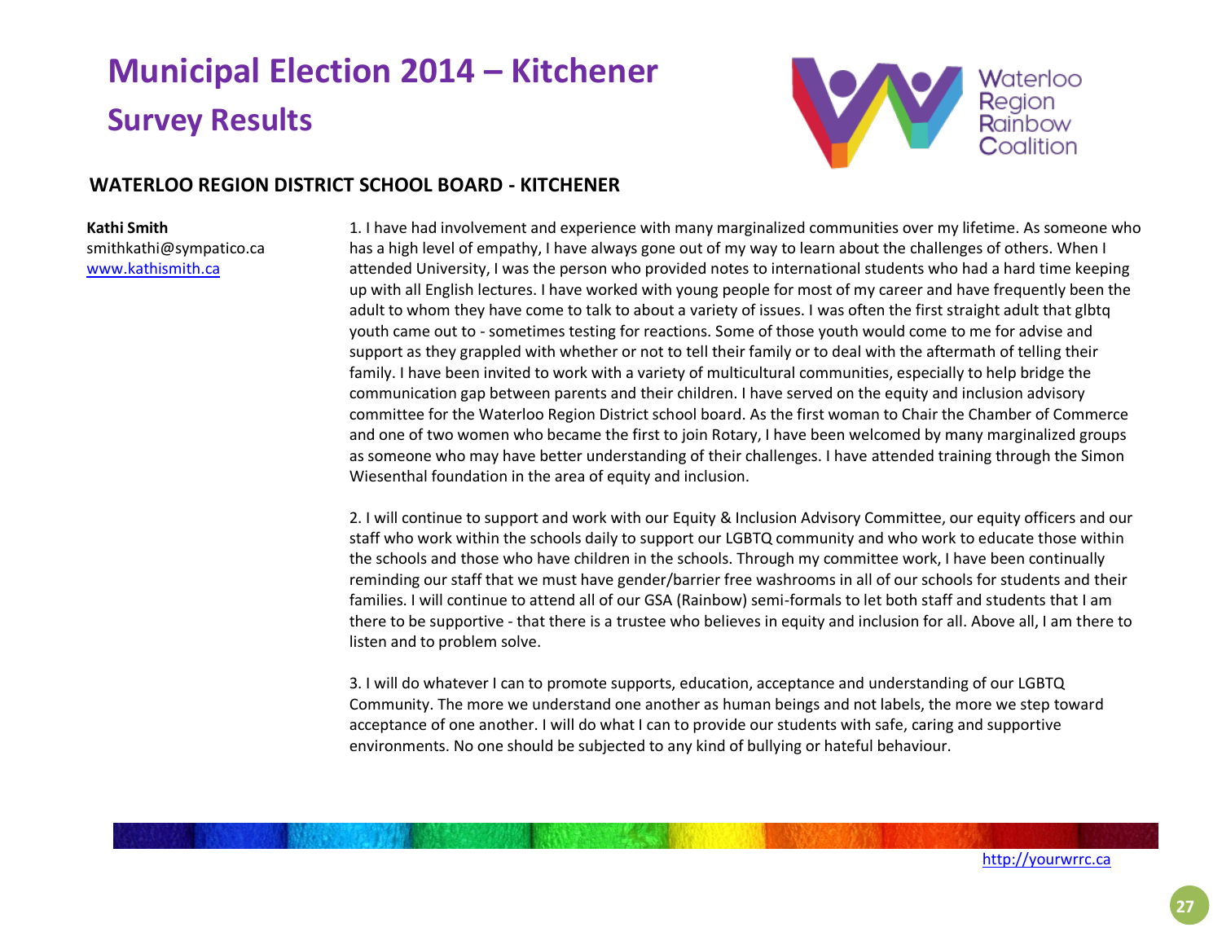# Municipal Election 2014 – Kitchener

## Survey Results

### WATERLOO REGION DISTRICT SCHOOL BOARD - KITCHENER

**Kathi Smith**
smithkathi@sympatico.ca
www.kathismith.ca

1. I have had involvement and experience with many marginalized communities over my lifetime. As someone who has a high level of empathy, I have always gone out of my way to learn about the challenges of others. When I attended University, I was the person who provided notes to international students who had a hard time keeping up with all English lectures. I have worked with young people for most of my career and have frequently been the adult to whom they have come to talk to about a variety of issues. I was often the first straight adult that glbtq youth came out to - sometimes testing for reactions. Some of those youth would come to me for advise and support as they grappled with whether or not to tell their family or to deal with the aftermath of telling their family. I have been invited to work with a variety of multicultural communities, especially to help bridge the communication gap between parents and their children. I have served on the equity and inclusion advisory committee for the Waterloo Region District school board. As the first woman to Chair the Chamber of Commerce and one of two women who became the first to join Rotary, I have been welcomed by many marginalized groups as someone who may have better understanding of their challenges. I have attended training through the Simon Wiesenthal foundation in the area of equity and inclusion.

2. I will continue to support and work with our Equity & Inclusion Advisory Committee, our equity officers and our staff who work within the schools daily to support our LGBTQ community and who work to educate those within the schools and those who have children in the schools. Through my committee work, I have been continually reminding our staff that we must have gender/barrier free washrooms in all of our schools for students and their families. I will continue to attend all of our GSA (Rainbow) semi-formals to let both staff and students that I am there to be supportive - that there is a trustee who believes in equity and inclusion for all. Above all, I am there to listen and to problem solve.

3. I will do whatever I can to promote supports, education, acceptance and understanding of our LGBTQ Community. The more we understand one another as human beings and not labels, the more we step toward acceptance of one another. I will do what I can to provide our students with safe, caring and supportive environments. No one should be subjected to any kind of bullying or hateful behaviour.

http://yourwrrc.ca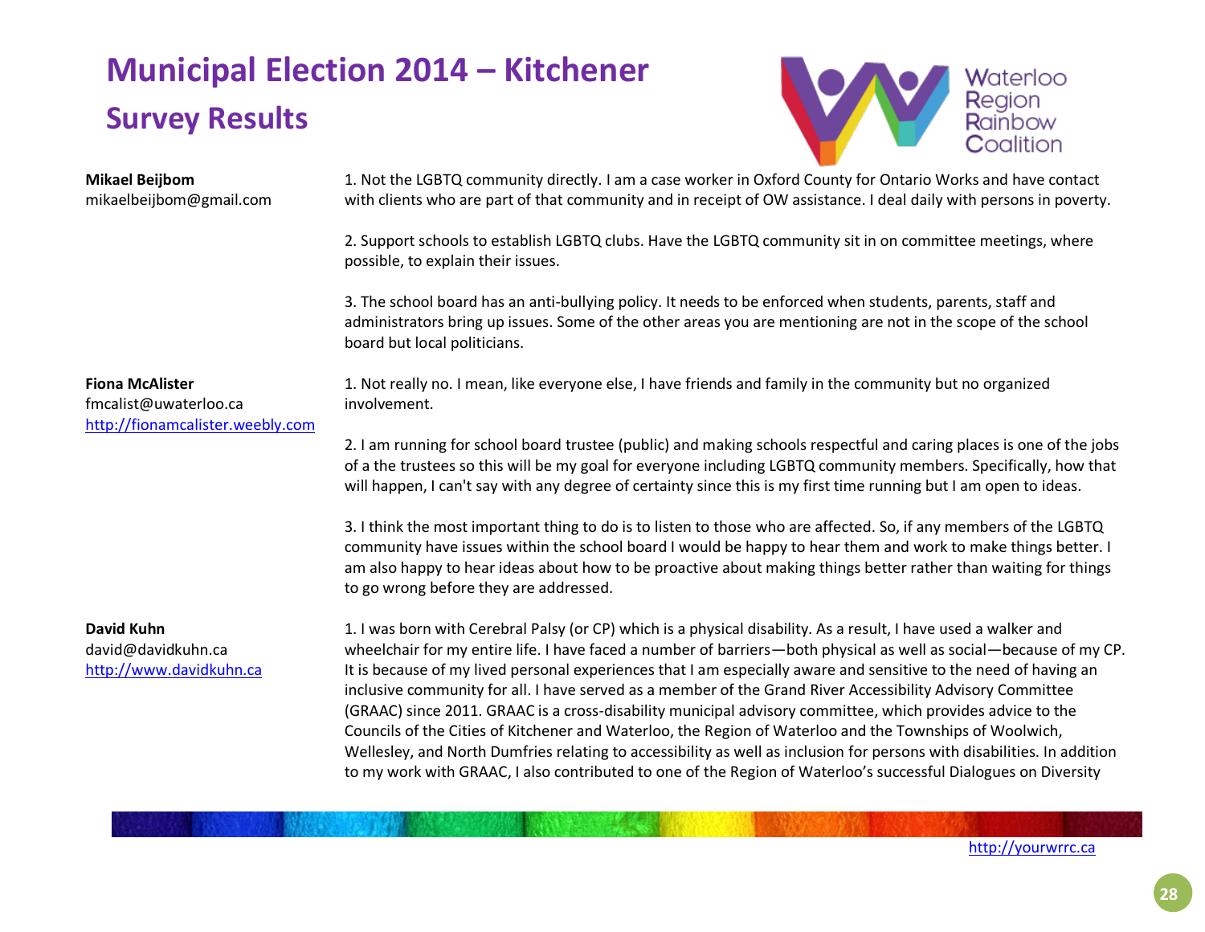# Municipal Election 2014 – Kitchener

## Survey Results

**Mikael Beijbom**
mikaelbeijbom@gmail.com

1. Not the LGBTQ community directly. I am a case worker in Oxford County for Ontario Works and have contact with clients who are part of that community and in receipt of OW assistance. I deal daily with persons in poverty.

2. Support schools to establish LGBTQ clubs. Have the LGBTQ community sit in on committee meetings, where possible, to explain their issues.

3. The school board has an anti-bullying policy. It needs to be enforced when students, parents, staff and administrators bring up issues. Some of the other areas you are mentioning are not in the scope of the school board but local politicians.

**Fiona McAlister**
fmcalist@uwaterloo.ca
http://fionamcalister.weebly.com

1. Not really no. I mean, like everyone else, I have friends and family in the community but no organized involvement.

2. I am running for school board trustee (public) and making schools respectful and caring places is one of the jobs of a the trustees so this will be my goal for everyone including LGBTQ community members. Specifically, how that will happen, I can't say with any degree of certainty since this is my first time running but I am open to ideas.

3. I think the most important thing to do is to listen to those who are affected. So, if any members of the LGBTQ community have issues within the school board I would be happy to hear them and work to make things better. I am also happy to hear ideas about how to be proactive about making things better rather than waiting for things to go wrong before they are addressed.

**David Kuhn**
david@davidkuhn.ca
http://www.davidkuhn.ca

1. I was born with Cerebral Palsy (or CP) which is a physical disability. As a result, I have used a walker and wheelchair for my entire life. I have faced a number of barriers—both physical as well as social—because of my CP. It is because of my lived personal experiences that I am especially aware and sensitive to the need of having an inclusive community for all. I have served as a member of the Grand River Accessibility Advisory Committee (GRAAC) since 2011. GRAAC is a cross-disability municipal advisory committee, which provides advice to the Councils of the Cities of Kitchener and Waterloo, the Region of Waterloo and the Townships of Woolwich, Wellesley, and North Dumfries relating to accessibility as well as inclusion for persons with disabilities. In addition to my work with GRAAC, I also contributed to one of the Region of Waterloo's successful Dialogues on Diversity

http://yourwrrc.ca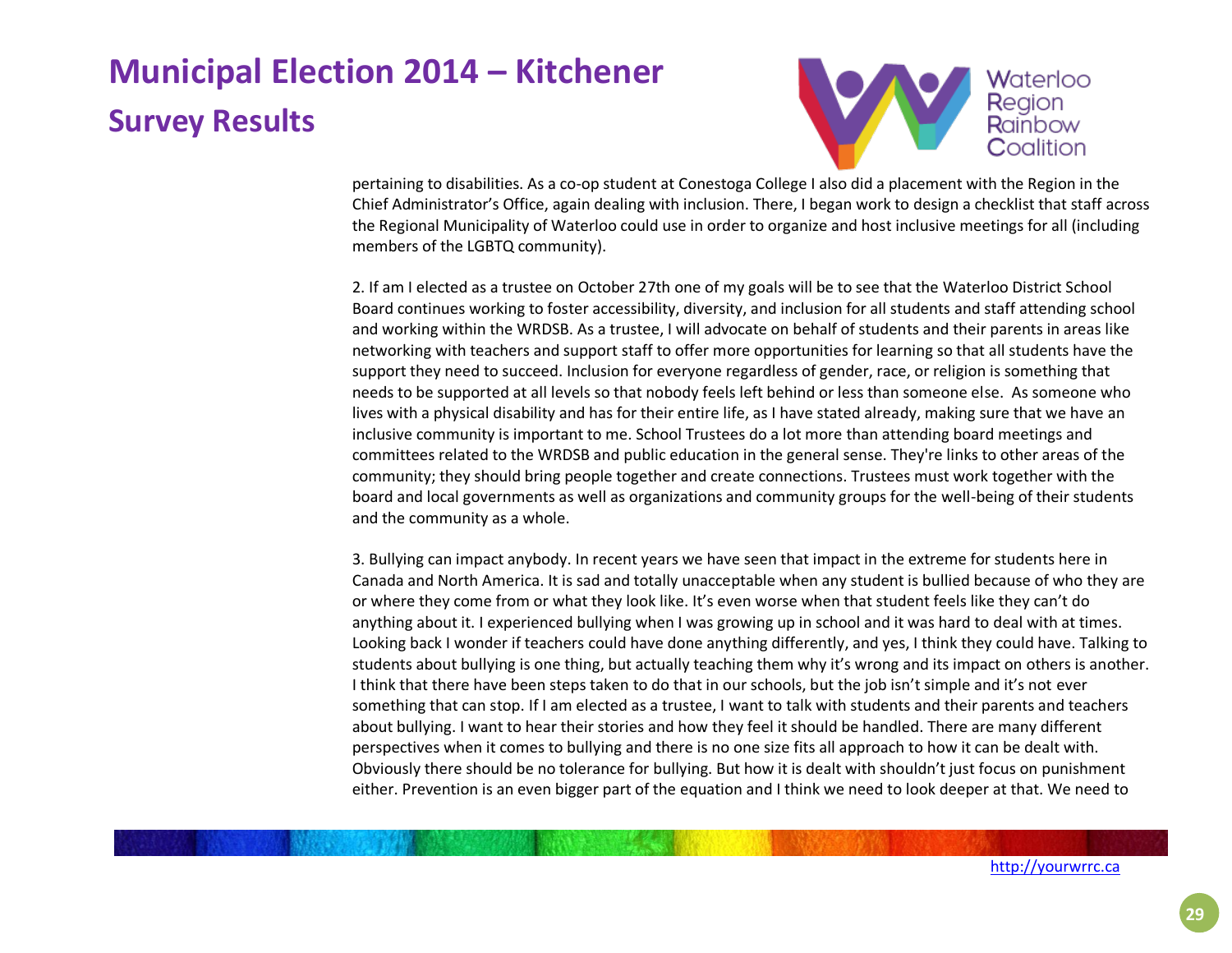pertaining to disabilities. As a co-op student at Conestoga College I also did a placement with the Region in the Chief Administrator's Office, again dealing with inclusion. There, I began work to design a checklist that staff across the Regional Municipality of Waterloo could use in order to organize and host inclusive meetings for all (including members of the LGBTQ community).

2. If am I elected as a trustee on October 27th one of my goals will be to see that the Waterloo District School Board continues working to foster accessibility, diversity, and inclusion for all students and staff attending school and working within the WRDSB. As a trustee, I will advocate on behalf of students and their parents in areas like networking with teachers and support staff to offer more opportunities for learning so that all students have the support they need to succeed. Inclusion for everyone regardless of gender, race, or religion is something that needs to be supported at all levels so that nobody feels left behind or less than someone else. As someone who lives with a physical disability and has for their entire life, as I have stated already, making sure that we have an inclusive community is important to me. School Trustees do a lot more than attending board meetings and committees related to the WRDSB and public education in the general sense. They're links to other areas of the community; they should bring people together and create connections. Trustees must work together with the board and local governments as well as organizations and community groups for the well-being of their students and the community as a whole.

3. Bullying can impact anybody. In recent years we have seen that impact in the extreme for students here in Canada and North America. It is sad and totally unacceptable when any student is bullied because of who they are or where they come from or what they look like. It's even worse when that student feels like they can't do anything about it. I experienced bullying when I was growing up in school and it was hard to deal with at times. Looking back I wonder if teachers could have done anything differently, and yes, I think they could have. Talking to students about bullying is one thing, but actually teaching them why it's wrong and its impact on others is another. I think that there have been steps taken to do that in our schools, but the job isn't simple and it's not ever something that can stop. If I am elected as a trustee, I want to talk with students and their parents and teachers about bullying. I want to hear their stories and how they feel it should be handled. There are many different perspectives when it comes to bullying and there is no one size fits all approach to how it can be dealt with. Obviously there should be no tolerance for bullying. But how it is dealt with shouldn't just focus on punishment either. Prevention is an even bigger part of the equation and I think we need to look deeper at that. We need to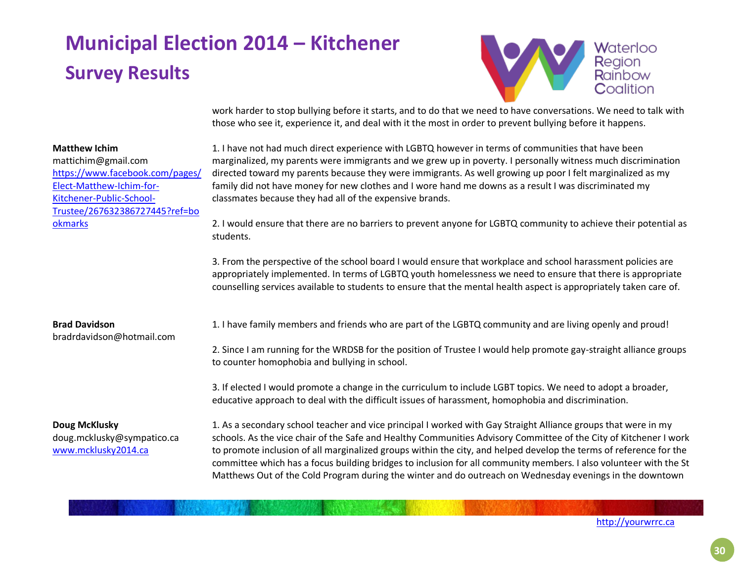work harder to stop bullying before it starts, and to do that we need to have conversations. We need to talk with those who see it, experience it, and deal with it the most in order to prevent bullying before it happens.

**Matthew Ichim**
mattichim@gmail.com
https://www.facebook.com/pages/Elect-Matthew-Ichim-for-Kitchener-Public-School-Trustee/267632386727445?ref=bookmarks

1. I have not had much direct experience with LGBTQ however in terms of communities that have been marginalized, my parents were immigrants and we grew up in poverty. I personally witness much discrimination directed toward my parents because they were immigrants. As well growing up poor I felt marginalized as my family did not have money for new clothes and I wore hand me downs as a result I was discriminated my classmates because they had all of the expensive brands.

2. I would ensure that there are no barriers to prevent anyone for LGBTQ community to achieve their potential as students.

3. From the perspective of the school board I would ensure that workplace and school harassment policies are appropriately implemented. In terms of LGBTQ youth homelessness we need to ensure that there is appropriate counselling services available to students to ensure that the mental health aspect is appropriately taken care of.

**Brad Davidson**
bradrdavidson@hotmail.com

1. I have family members and friends who are part of the LGBTQ community and are living openly and proud!

2. Since I am running for the WRDSB for the position of Trustee I would help promote gay-straight alliance groups to counter homophobia and bullying in school.

3. If elected I would promote a change in the curriculum to include LGBT topics. We need to adopt a broader, educative approach to deal with the difficult issues of harassment, homophobia and discrimination.

**Doug McKlusky**
doug.mcklusky@sympatico.ca
www.mcklusky2014.ca

1. As a secondary school teacher and vice principal I worked with Gay Straight Alliance groups that were in my schools. As the vice chair of the Safe and Healthy Communities Advisory Committee of the City of Kitchener I work to promote inclusion of all marginalized groups within the city, and helped develop the terms of reference for the committee which has a focus building bridges to inclusion for all community members. I also volunteer with the St Matthews Out of the Cold Program during the winter and do outreach on Wednesday evenings in the downtown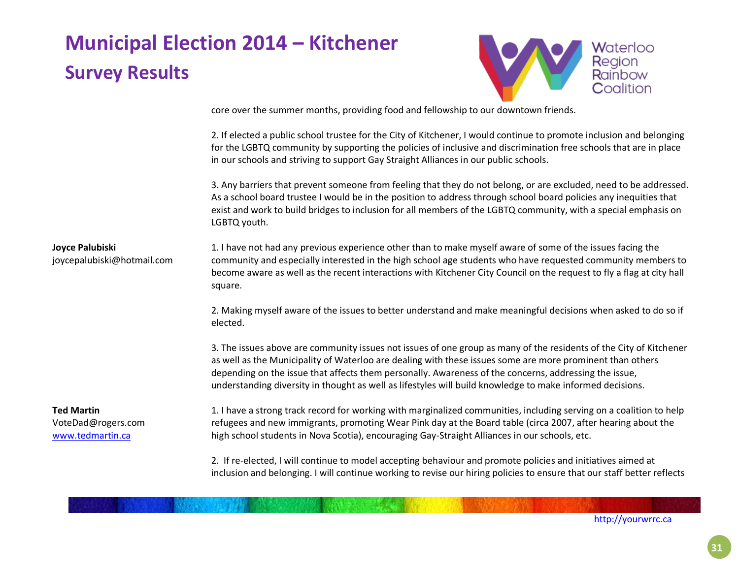core over the summer months, providing food and fellowship to our downtown friends.

2. If elected a public school trustee for the City of Kitchener, I would continue to promote inclusion and belonging for the LGBTQ community by supporting the policies of inclusive and discrimination free schools that are in place in our schools and striving to support Gay Straight Alliances in our public schools.

3. Any barriers that prevent someone from feeling that they do not belong, or are excluded, need to be addressed. As a school board trustee I would be in the position to address through school board policies any inequities that exist and work to build bridges to inclusion for all members of the LGBTQ community, with a special emphasis on LGBTQ youth.

**Joyce Palubiski**
joycepalubiski@hotmail.com

1. I have not had any previous experience other than to make myself aware of some of the issues facing the community and especially interested in the high school age students who have requested community members to become aware as well as the recent interactions with Kitchener City Council on the request to fly a flag at city hall square.

2. Making myself aware of the issues to better understand and make meaningful decisions when asked to do so if elected.

3. The issues above are community issues not issues of one group as many of the residents of the City of Kitchener as well as the Municipality of Waterloo are dealing with these issues some are more prominent than others depending on the issue that affects them personally. Awareness of the concerns, addressing the issue, understanding diversity in thought as well as lifestyles will build knowledge to make informed decisions.

**Ted Martin**
VoteDad@rogers.com
www.tedmartin.ca

1. I have a strong track record for working with marginalized communities, including serving on a coalition to help refugees and new immigrants, promoting Wear Pink day at the Board table (circa 2007, after hearing about the high school students in Nova Scotia), encouraging Gay-Straight Alliances in our schools, etc.

2. If re-elected, I will continue to model accepting behaviour and promote policies and initiatives aimed at inclusion and belonging. I will continue working to revise our hiring policies to ensure that our staff better reflects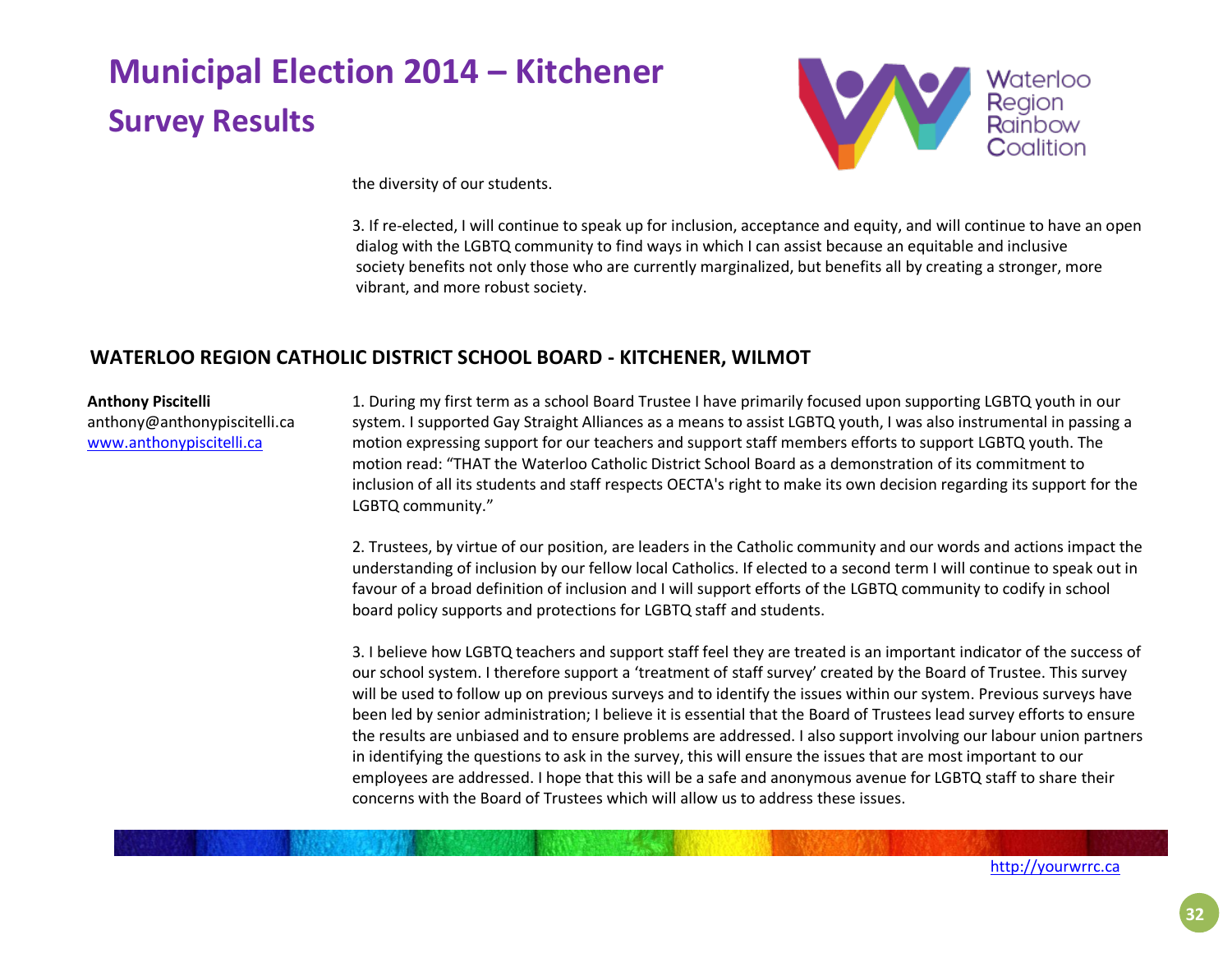the diversity of our students.

3. If re-elected, I will continue to speak up for inclusion, acceptance and equity, and will continue to have an open dialog with the LGBTQ community to find ways in which I can assist because an equitable and inclusive society benefits not only those who are currently marginalized, but benefits all by creating a stronger, more vibrant, and more robust society.

## WATERLOO REGION CATHOLIC DISTRICT SCHOOL BOARD - KITCHENER, WILMOT

**Anthony Piscitelli**
anthony@anthonypiscitelli.ca
www.anthonypiscitelli.ca

1. During my first term as a school Board Trustee I have primarily focused upon supporting LGBTQ youth in our system. I supported Gay Straight Alliances as a means to assist LGBTQ youth, I was also instrumental in passing a motion expressing support for our teachers and support staff members efforts to support LGBTQ youth. The motion read: "THAT the Waterloo Catholic District School Board as a demonstration of its commitment to inclusion of all its students and staff respects OECTA's right to make its own decision regarding its support for the LGBTQ community."

2. Trustees, by virtue of our position, are leaders in the Catholic community and our words and actions impact the understanding of inclusion by our fellow local Catholics. If elected to a second term I will continue to speak out in favour of a broad definition of inclusion and I will support efforts of the LGBTQ community to codify in school board policy supports and protections for LGBTQ staff and students.

3. I believe how LGBTQ teachers and support staff feel they are treated is an important indicator of the success of our school system. I therefore support a 'treatment of staff survey' created by the Board of Trustee. This survey will be used to follow up on previous surveys and to identify the issues within our system. Previous surveys have been led by senior administration; I believe it is essential that the Board of Trustees lead survey efforts to ensure the results are unbiased and to ensure problems are addressed. I also support involving our labour union partners in identifying the questions to ask in the survey, this will ensure the issues that are most important to our employees are addressed. I hope that this will be a safe and anonymous avenue for LGBTQ staff to share their concerns with the Board of Trustees which will allow us to address these issues.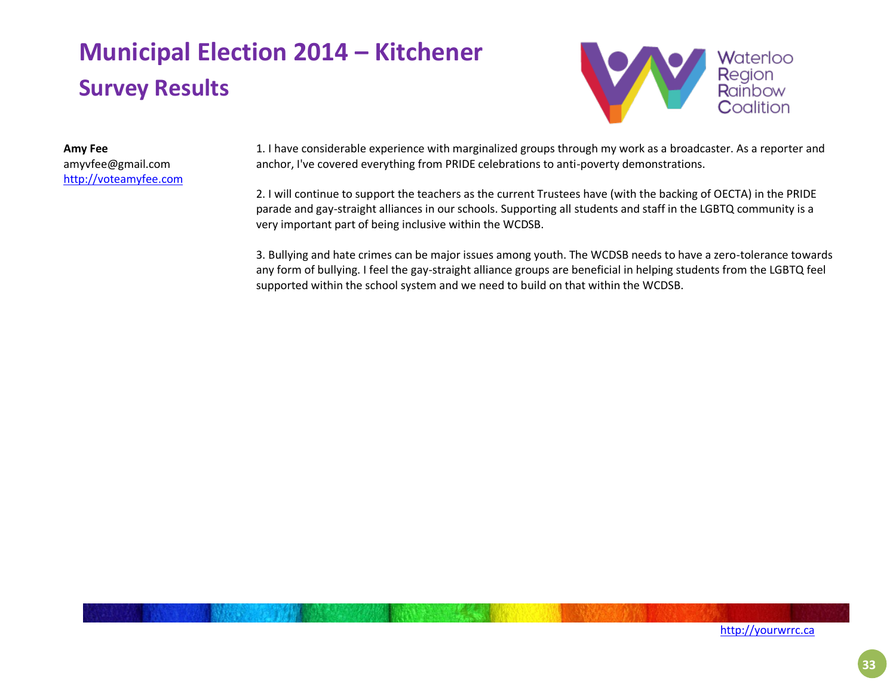# Municipal Election 2014 – Kitchener

## Survey Results

**Amy Fee**
amyvfee@gmail.com
http://voteamyfee.com

1. I have considerable experience with marginalized groups through my work as a broadcaster. As a reporter and anchor, I've covered everything from PRIDE celebrations to anti-poverty demonstrations.

2. I will continue to support the teachers as the current Trustees have (with the backing of OECTA) in the PRIDE parade and gay-straight alliances in our schools. Supporting all students and staff in the LGBTQ community is a very important part of being inclusive within the WCDSB.

3. Bullying and hate crimes can be major issues among youth. The WCDSB needs to have a zero-tolerance towards any form of bullying. I feel the gay-straight alliance groups are beneficial in helping students from the LGBTQ feel supported within the school system and we need to build on that within the WCDSB.